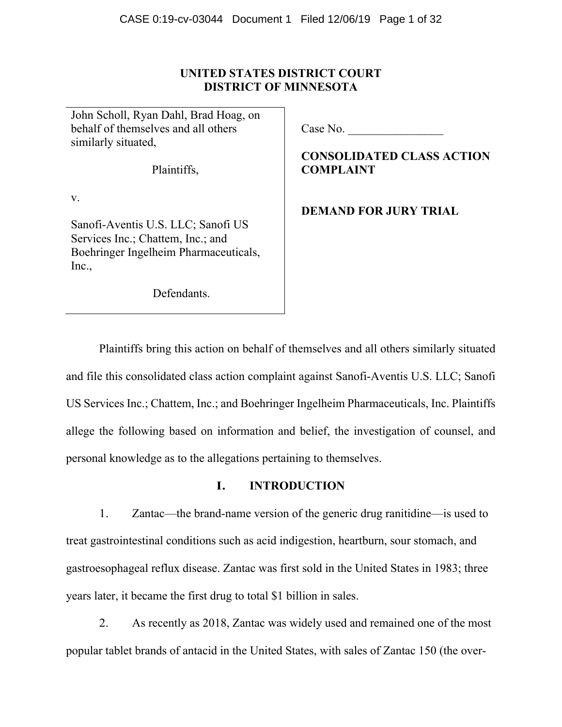**UNITED STATES DISTRICT COURT**
**DISTRICT OF MINNESOTA**

| | |
|---|---|
| John Scholl, Ryan Dahl, Brad Hoag, on behalf of themselves and all others similarly situated,<br><br>Plaintiffs,<br><br>v.<br><br>Sanofi-Aventis U.S. LLC; Sanofi US Services Inc.; Chattem, Inc.; and Boehringer Ingelheim Pharmaceuticals, Inc.,<br><br>Defendants. | Case No. ________________<br><br>**CONSOLIDATED CLASS ACTION COMPLAINT**<br><br>**DEMAND FOR JURY TRIAL** |

Plaintiffs bring this action on behalf of themselves and all others similarly situated and file this consolidated class action complaint against Sanofi-Aventis U.S. LLC; Sanofi US Services Inc.; Chattem, Inc.; and Boehringer Ingelheim Pharmaceuticals, Inc. Plaintiffs allege the following based on information and belief, the investigation of counsel, and personal knowledge as to the allegations pertaining to themselves.

## I. INTRODUCTION

1. Zantac—the brand-name version of the generic drug ranitidine—is used to treat gastrointestinal conditions such as acid indigestion, heartburn, sour stomach, and gastroesophageal reflux disease. Zantac was first sold in the United States in 1983; three years later, it became the first drug to total $1 billion in sales.

2. As recently as 2018, Zantac was widely used and remained one of the most popular tablet brands of antacid in the United States, with sales of Zantac 150 (the over-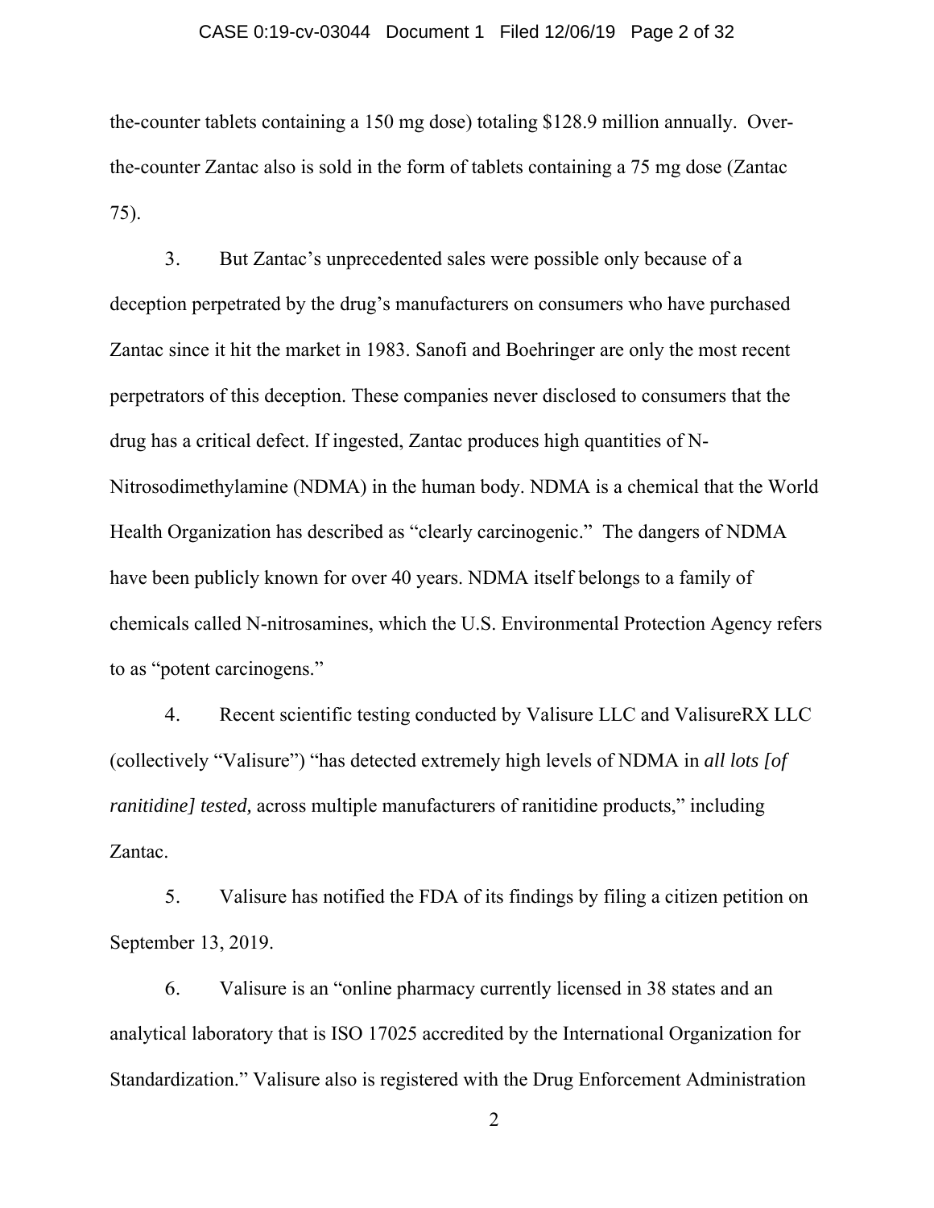the-counter tablets containing a 150 mg dose) totaling $128.9 million annually. Over-the-counter Zantac also is sold in the form of tablets containing a 75 mg dose (Zantac 75).

3. But Zantac's unprecedented sales were possible only because of a deception perpetrated by the drug's manufacturers on consumers who have purchased Zantac since it hit the market in 1983. Sanofi and Boehringer are only the most recent perpetrators of this deception. These companies never disclosed to consumers that the drug has a critical defect. If ingested, Zantac produces high quantities of N-Nitrosodimethylamine (NDMA) in the human body. NDMA is a chemical that the World Health Organization has described as "clearly carcinogenic." The dangers of NDMA have been publicly known for over 40 years. NDMA itself belongs to a family of chemicals called N-nitrosamines, which the U.S. Environmental Protection Agency refers to as "potent carcinogens."

4. Recent scientific testing conducted by Valisure LLC and ValisureRX LLC (collectively "Valisure") "has detected extremely high levels of NDMA in *all lots [of ranitidine] tested,* across multiple manufacturers of ranitidine products," including Zantac.

5. Valisure has notified the FDA of its findings by filing a citizen petition on September 13, 2019.

6. Valisure is an "online pharmacy currently licensed in 38 states and an analytical laboratory that is ISO 17025 accredited by the International Organization for Standardization." Valisure also is registered with the Drug Enforcement Administration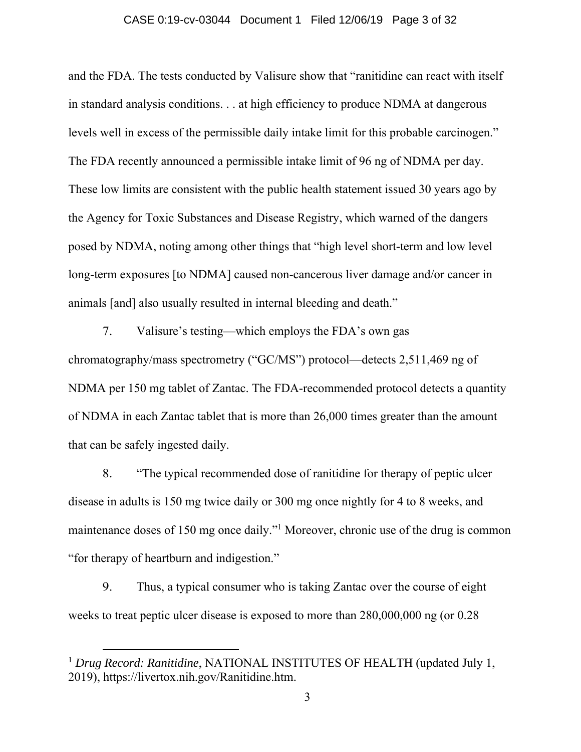and the FDA. The tests conducted by Valisure show that "ranitidine can react with itself in standard analysis conditions. . . at high efficiency to produce NDMA at dangerous levels well in excess of the permissible daily intake limit for this probable carcinogen." The FDA recently announced a permissible intake limit of 96 ng of NDMA per day. These low limits are consistent with the public health statement issued 30 years ago by the Agency for Toxic Substances and Disease Registry, which warned of the dangers posed by NDMA, noting among other things that "high level short-term and low level long-term exposures [to NDMA] caused non-cancerous liver damage and/or cancer in animals [and] also usually resulted in internal bleeding and death."

7. Valisure's testing—which employs the FDA's own gas chromatography/mass spectrometry ("GC/MS") protocol—detects 2,511,469 ng of NDMA per 150 mg tablet of Zantac. The FDA-recommended protocol detects a quantity of NDMA in each Zantac tablet that is more than 26,000 times greater than the amount that can be safely ingested daily.

8. "The typical recommended dose of ranitidine for therapy of peptic ulcer disease in adults is 150 mg twice daily or 300 mg once nightly for 4 to 8 weeks, and maintenance doses of 150 mg once daily."[1] Moreover, chronic use of the drug is common "for therapy of heartburn and indigestion."

9. Thus, a typical consumer who is taking Zantac over the course of eight weeks to treat peptic ulcer disease is exposed to more than 280,000,000 ng (or 0.28

---

[1] *Drug Record: Ranitidine*, NATIONAL INSTITUTES OF HEALTH (updated July 1, 2019), https://livertox.nih.gov/Ranitidine.htm.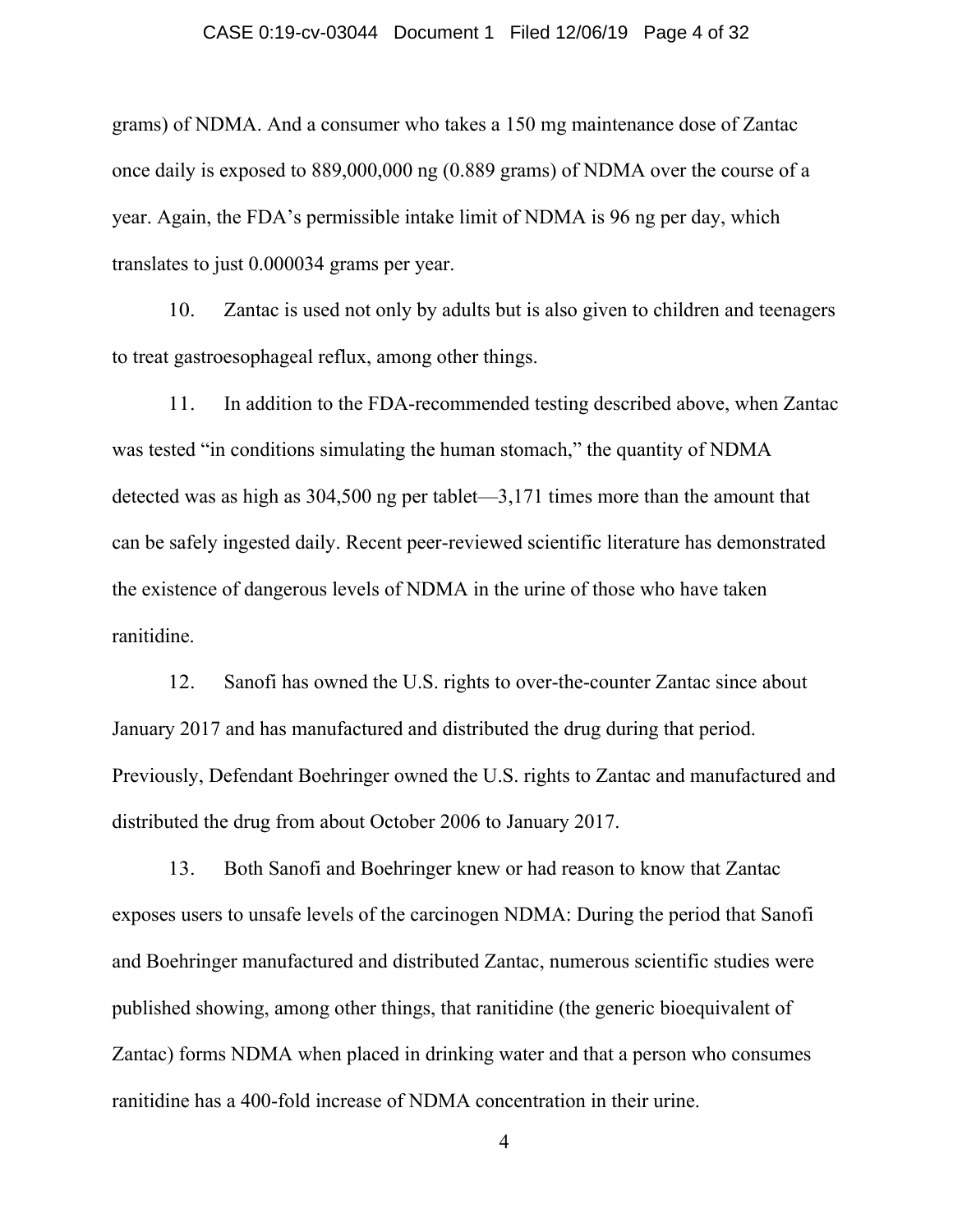grams) of NDMA. And a consumer who takes a 150 mg maintenance dose of Zantac once daily is exposed to 889,000,000 ng (0.889 grams) of NDMA over the course of a year. Again, the FDA's permissible intake limit of NDMA is 96 ng per day, which translates to just 0.000034 grams per year.

10. Zantac is used not only by adults but is also given to children and teenagers to treat gastroesophageal reflux, among other things.

11. In addition to the FDA-recommended testing described above, when Zantac was tested "in conditions simulating the human stomach," the quantity of NDMA detected was as high as 304,500 ng per tablet—3,171 times more than the amount that can be safely ingested daily. Recent peer-reviewed scientific literature has demonstrated the existence of dangerous levels of NDMA in the urine of those who have taken ranitidine.

12. Sanofi has owned the U.S. rights to over-the-counter Zantac since about January 2017 and has manufactured and distributed the drug during that period. Previously, Defendant Boehringer owned the U.S. rights to Zantac and manufactured and distributed the drug from about October 2006 to January 2017.

13. Both Sanofi and Boehringer knew or had reason to know that Zantac exposes users to unsafe levels of the carcinogen NDMA: During the period that Sanofi and Boehringer manufactured and distributed Zantac, numerous scientific studies were published showing, among other things, that ranitidine (the generic bioequivalent of Zantac) forms NDMA when placed in drinking water and that a person who consumes ranitidine has a 400-fold increase of NDMA concentration in their urine.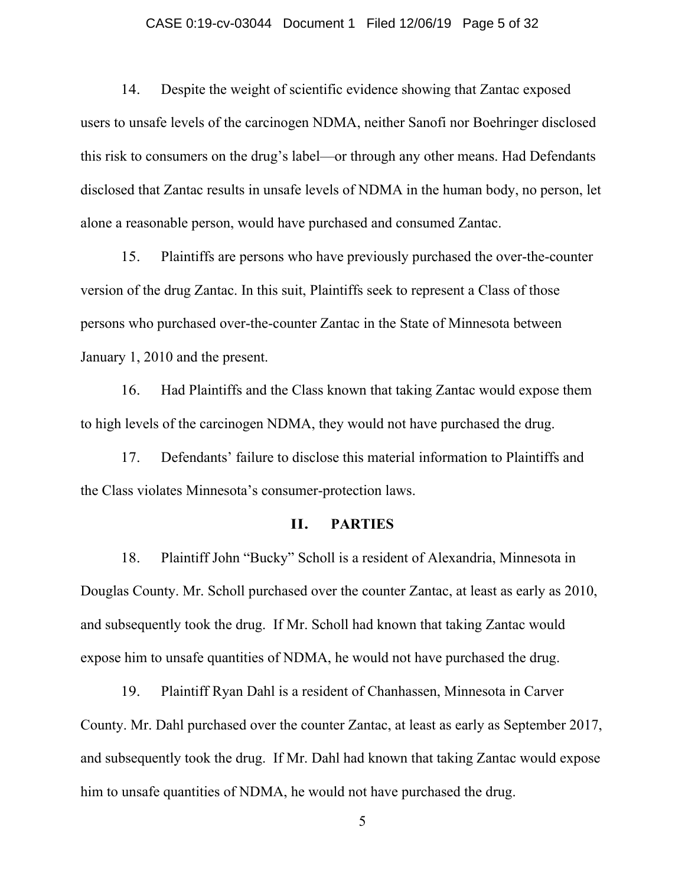14. Despite the weight of scientific evidence showing that Zantac exposed users to unsafe levels of the carcinogen NDMA, neither Sanofi nor Boehringer disclosed this risk to consumers on the drug's label—or through any other means. Had Defendants disclosed that Zantac results in unsafe levels of NDMA in the human body, no person, let alone a reasonable person, would have purchased and consumed Zantac.

15. Plaintiffs are persons who have previously purchased the over-the-counter version of the drug Zantac. In this suit, Plaintiffs seek to represent a Class of those persons who purchased over-the-counter Zantac in the State of Minnesota between January 1, 2010 and the present.

16. Had Plaintiffs and the Class known that taking Zantac would expose them to high levels of the carcinogen NDMA, they would not have purchased the drug.

17. Defendants' failure to disclose this material information to Plaintiffs and the Class violates Minnesota's consumer-protection laws.

## II. PARTIES

18. Plaintiff John "Bucky" Scholl is a resident of Alexandria, Minnesota in Douglas County. Mr. Scholl purchased over the counter Zantac, at least as early as 2010, and subsequently took the drug. If Mr. Scholl had known that taking Zantac would expose him to unsafe quantities of NDMA, he would not have purchased the drug.

19. Plaintiff Ryan Dahl is a resident of Chanhassen, Minnesota in Carver County. Mr. Dahl purchased over the counter Zantac, at least as early as September 2017, and subsequently took the drug. If Mr. Dahl had known that taking Zantac would expose him to unsafe quantities of NDMA, he would not have purchased the drug.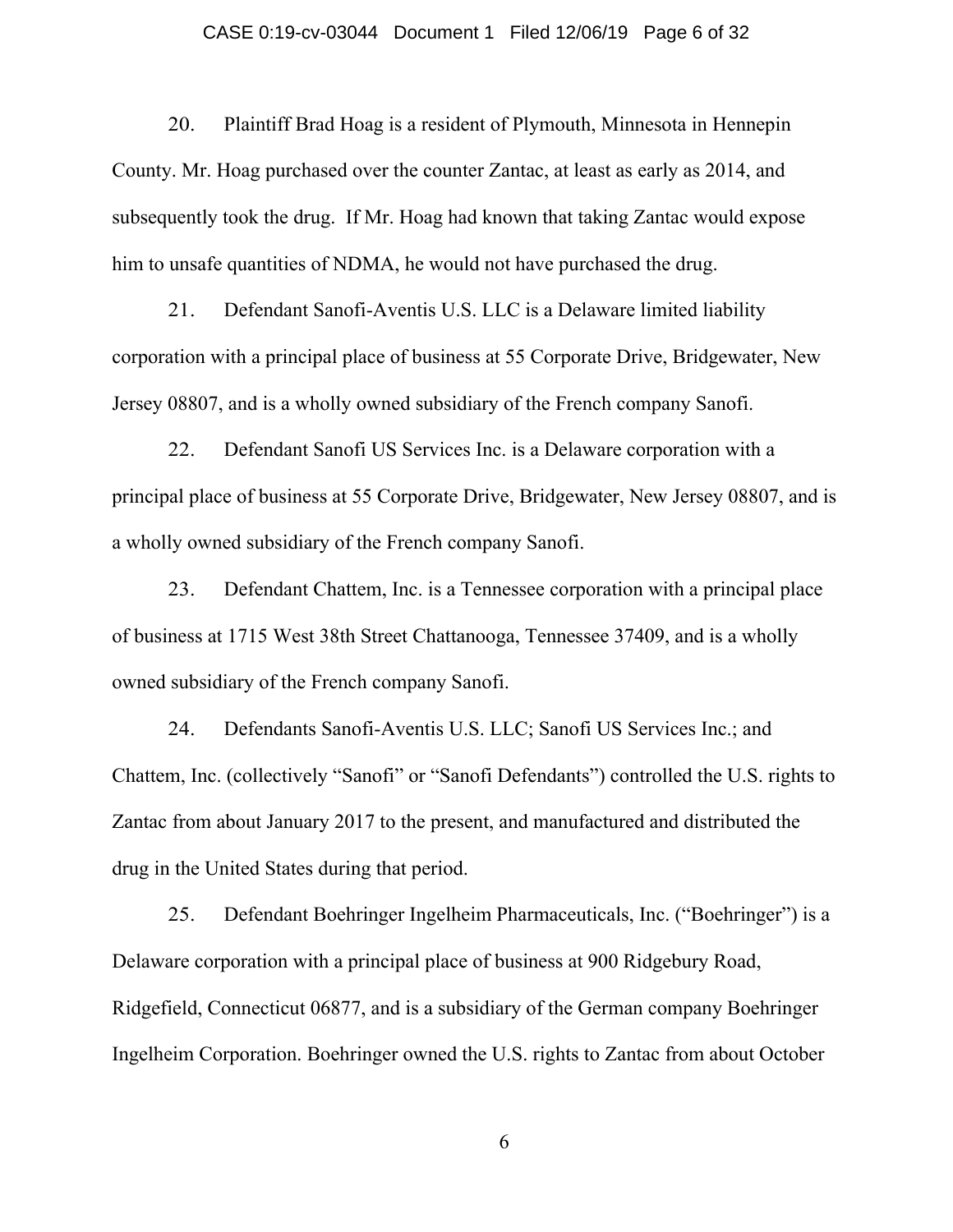20. Plaintiff Brad Hoag is a resident of Plymouth, Minnesota in Hennepin County. Mr. Hoag purchased over the counter Zantac, at least as early as 2014, and subsequently took the drug. If Mr. Hoag had known that taking Zantac would expose him to unsafe quantities of NDMA, he would not have purchased the drug.

21. Defendant Sanofi-Aventis U.S. LLC is a Delaware limited liability corporation with a principal place of business at 55 Corporate Drive, Bridgewater, New Jersey 08807, and is a wholly owned subsidiary of the French company Sanofi.

22. Defendant Sanofi US Services Inc. is a Delaware corporation with a principal place of business at 55 Corporate Drive, Bridgewater, New Jersey 08807, and is a wholly owned subsidiary of the French company Sanofi.

23. Defendant Chattem, Inc. is a Tennessee corporation with a principal place of business at 1715 West 38th Street Chattanooga, Tennessee 37409, and is a wholly owned subsidiary of the French company Sanofi.

24. Defendants Sanofi-Aventis U.S. LLC; Sanofi US Services Inc.; and Chattem, Inc. (collectively "Sanofi" or "Sanofi Defendants") controlled the U.S. rights to Zantac from about January 2017 to the present, and manufactured and distributed the drug in the United States during that period.

25. Defendant Boehringer Ingelheim Pharmaceuticals, Inc. ("Boehringer") is a Delaware corporation with a principal place of business at 900 Ridgebury Road, Ridgefield, Connecticut 06877, and is a subsidiary of the German company Boehringer Ingelheim Corporation. Boehringer owned the U.S. rights to Zantac from about October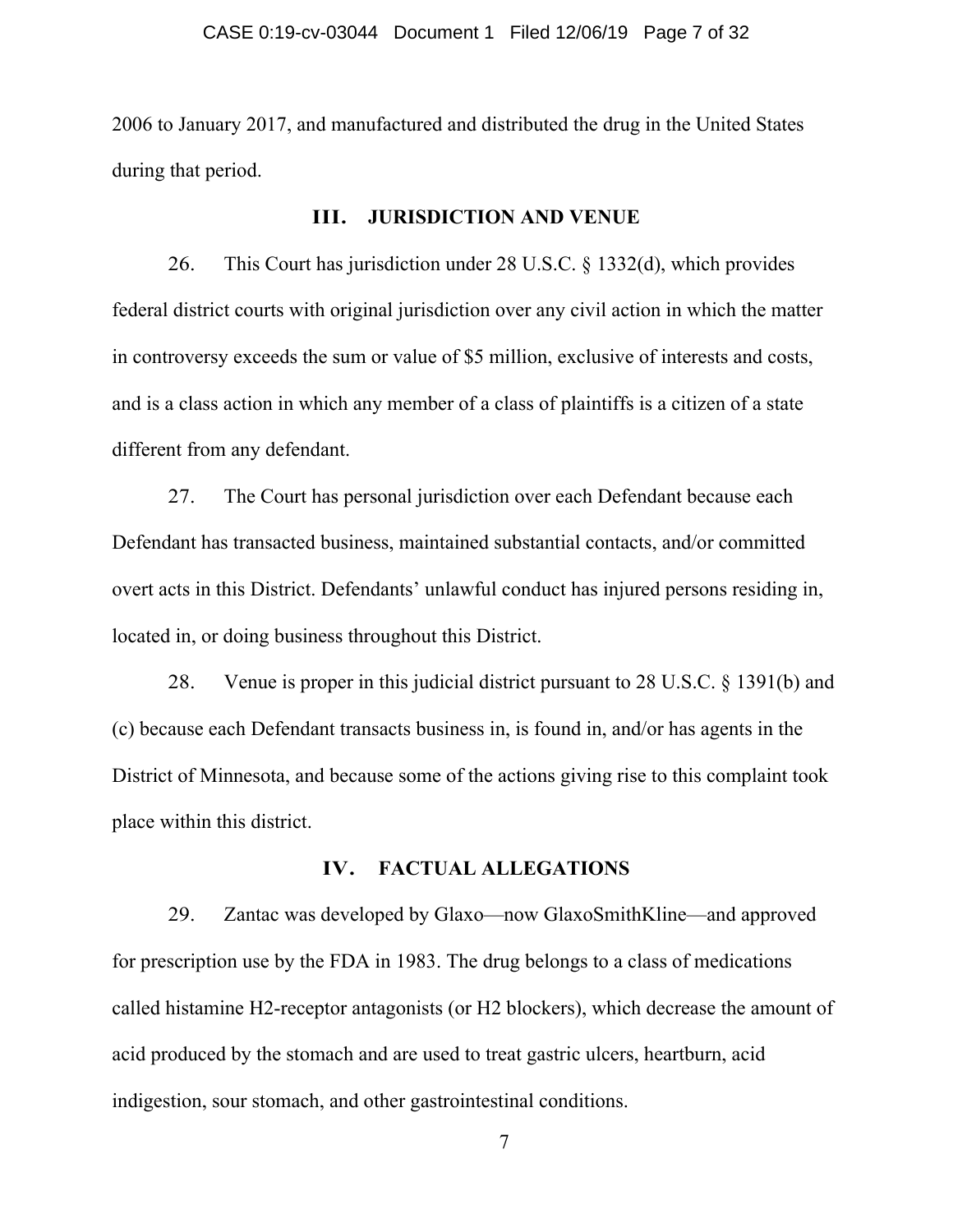2006 to January 2017, and manufactured and distributed the drug in the United States during that period.

## III. JURISDICTION AND VENUE

26. This Court has jurisdiction under 28 U.S.C. § 1332(d), which provides federal district courts with original jurisdiction over any civil action in which the matter in controversy exceeds the sum or value of $5 million, exclusive of interests and costs, and is a class action in which any member of a class of plaintiffs is a citizen of a state different from any defendant.

27. The Court has personal jurisdiction over each Defendant because each Defendant has transacted business, maintained substantial contacts, and/or committed overt acts in this District. Defendants' unlawful conduct has injured persons residing in, located in, or doing business throughout this District.

28. Venue is proper in this judicial district pursuant to 28 U.S.C. § 1391(b) and (c) because each Defendant transacts business in, is found in, and/or has agents in the District of Minnesota, and because some of the actions giving rise to this complaint took place within this district.

## IV. FACTUAL ALLEGATIONS

29. Zantac was developed by Glaxo—now GlaxoSmithKline—and approved for prescription use by the FDA in 1983. The drug belongs to a class of medications called histamine H2-receptor antagonists (or H2 blockers), which decrease the amount of acid produced by the stomach and are used to treat gastric ulcers, heartburn, acid indigestion, sour stomach, and other gastrointestinal conditions.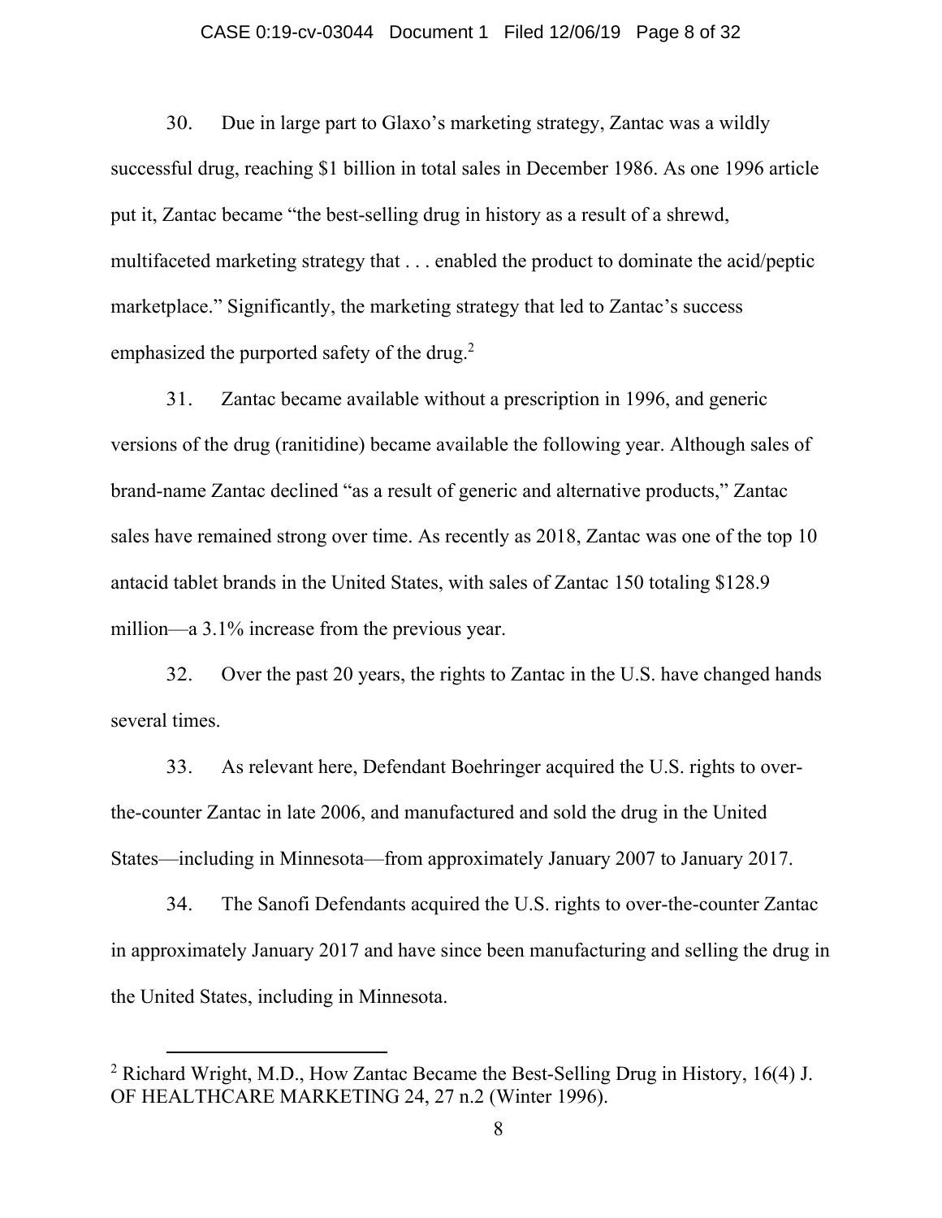30. Due in large part to Glaxo's marketing strategy, Zantac was a wildly successful drug, reaching $1 billion in total sales in December 1986. As one 1996 article put it, Zantac became "the best-selling drug in history as a result of a shrewd, multifaceted marketing strategy that . . . enabled the product to dominate the acid/peptic marketplace." Significantly, the marketing strategy that led to Zantac's success emphasized the purported safety of the drug.[2]

31. Zantac became available without a prescription in 1996, and generic versions of the drug (ranitidine) became available the following year. Although sales of brand-name Zantac declined "as a result of generic and alternative products," Zantac sales have remained strong over time. As recently as 2018, Zantac was one of the top 10 antacid tablet brands in the United States, with sales of Zantac 150 totaling $128.9 million—a 3.1% increase from the previous year.

32. Over the past 20 years, the rights to Zantac in the U.S. have changed hands several times.

33. As relevant here, Defendant Boehringer acquired the U.S. rights to over-the-counter Zantac in late 2006, and manufactured and sold the drug in the United States—including in Minnesota—from approximately January 2007 to January 2017.

34. The Sanofi Defendants acquired the U.S. rights to over-the-counter Zantac in approximately January 2017 and have since been manufacturing and selling the drug in the United States, including in Minnesota.

---

[2] Richard Wright, M.D., How Zantac Became the Best-Selling Drug in History, 16(4) J. OF HEALTHCARE MARKETING 24, 27 n.2 (Winter 1996).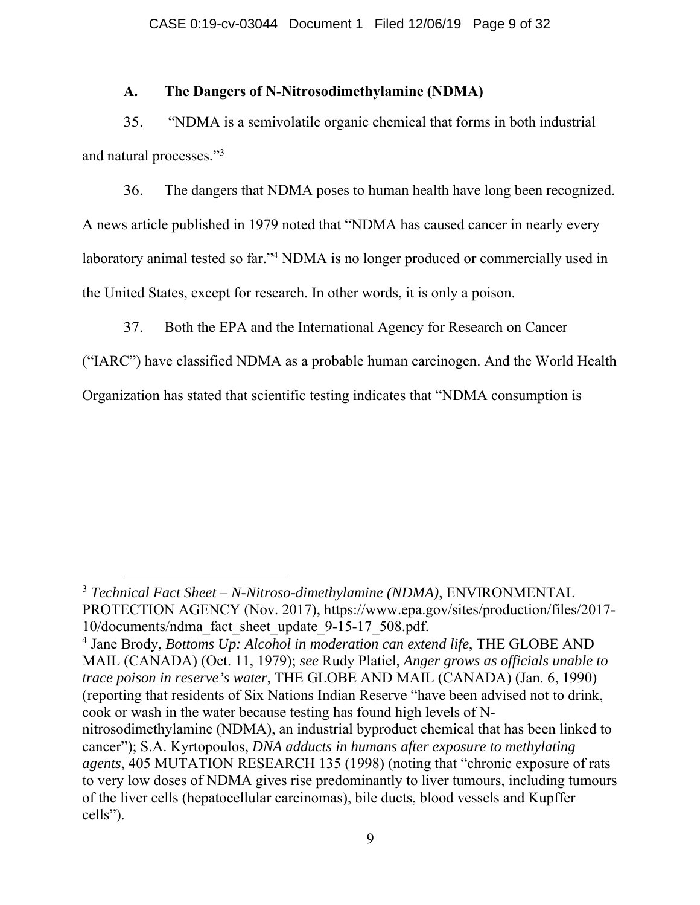### A. The Dangers of N-Nitrosodimethylamine (NDMA)

35. "NDMA is a semivolatile organic chemical that forms in both industrial and natural processes."[3]

36. The dangers that NDMA poses to human health have long been recognized. A news article published in 1979 noted that "NDMA has caused cancer in nearly every laboratory animal tested so far."[4] NDMA is no longer produced or commercially used in the United States, except for research. In other words, it is only a poison.

37. Both the EPA and the International Agency for Research on Cancer ("IARC") have classified NDMA as a probable human carcinogen. And the World Health Organization has stated that scientific testing indicates that "NDMA consumption is

---

[3] *Technical Fact Sheet – N-Nitroso-dimethylamine (NDMA)*, ENVIRONMENTAL PROTECTION AGENCY (Nov. 2017), https://www.epa.gov/sites/production/files/2017-10/documents/ndma_fact_sheet_update_9-15-17_508.pdf.

[4] Jane Brody, *Bottoms Up: Alcohol in moderation can extend life*, THE GLOBE AND MAIL (CANADA) (Oct. 11, 1979); *see* Rudy Platiel, *Anger grows as officials unable to trace poison in reserve's water*, THE GLOBE AND MAIL (CANADA) (Jan. 6, 1990) (reporting that residents of Six Nations Indian Reserve "have been advised not to drink, cook or wash in the water because testing has found high levels of N-nitrosodimethylamine (NDMA), an industrial byproduct chemical that has been linked to cancer"); S.A. Kyrtopoulos, *DNA adducts in humans after exposure to methylating agents*, 405 MUTATION RESEARCH 135 (1998) (noting that "chronic exposure of rats to very low doses of NDMA gives rise predominantly to liver tumours, including tumours of the liver cells (hepatocellular carcinomas), bile ducts, blood vessels and Kupffer cells").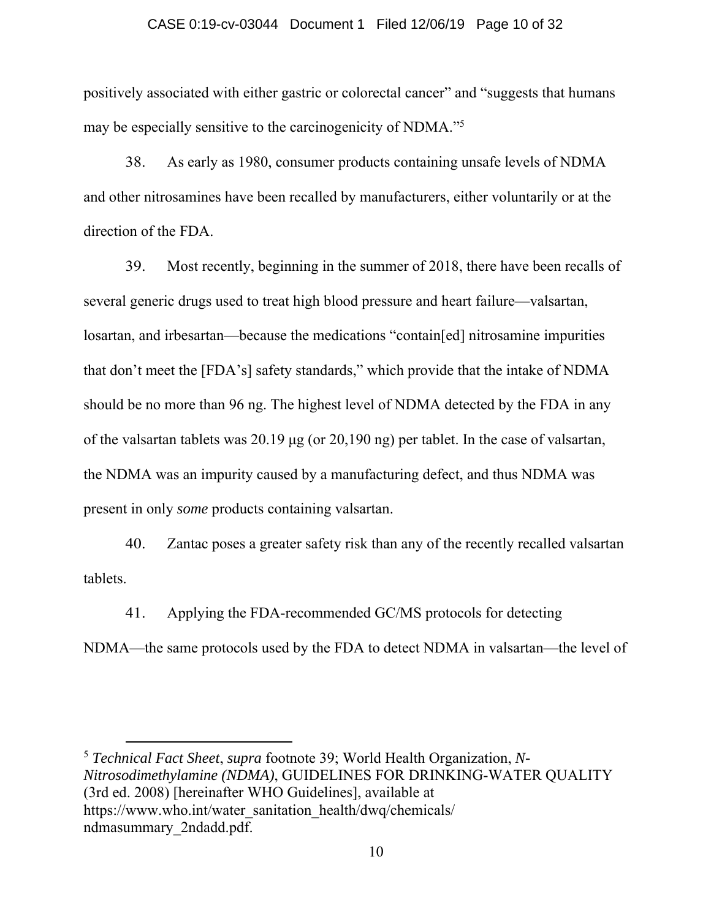positively associated with either gastric or colorectal cancer" and "suggests that humans may be especially sensitive to the carcinogenicity of NDMA."[5]

38. As early as 1980, consumer products containing unsafe levels of NDMA and other nitrosamines have been recalled by manufacturers, either voluntarily or at the direction of the FDA.

39. Most recently, beginning in the summer of 2018, there have been recalls of several generic drugs used to treat high blood pressure and heart failure—valsartan, losartan, and irbesartan—because the medications "contain[ed] nitrosamine impurities that don't meet the [FDA's] safety standards," which provide that the intake of NDMA should be no more than 96 ng. The highest level of NDMA detected by the FDA in any of the valsartan tablets was 20.19 µg (or 20,190 ng) per tablet. In the case of valsartan, the NDMA was an impurity caused by a manufacturing defect, and thus NDMA was present in only *some* products containing valsartan.

40. Zantac poses a greater safety risk than any of the recently recalled valsartan tablets.

41. Applying the FDA-recommended GC/MS protocols for detecting NDMA—the same protocols used by the FDA to detect NDMA in valsartan—the level of

---

[5] *Technical Fact Sheet*, *supra* footnote 39; World Health Organization, *N-Nitrosodimethylamine (NDMA)*, GUIDELINES FOR DRINKING-WATER QUALITY (3rd ed. 2008) [hereinafter WHO Guidelines], available at https://www.who.int/water_sanitation_health/dwq/chemicals/ndmasummary_2ndadd.pdf.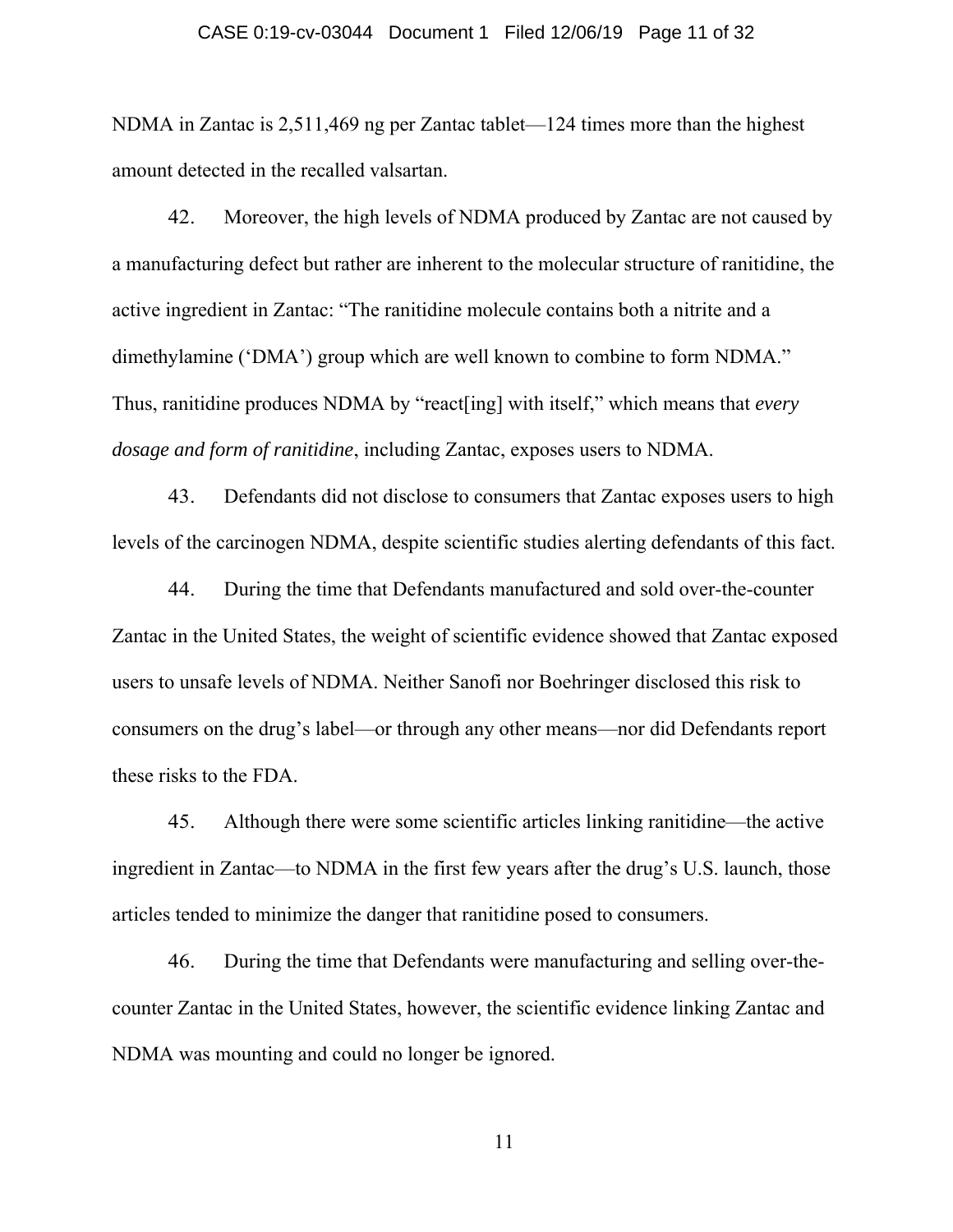NDMA in Zantac is 2,511,469 ng per Zantac tablet—124 times more than the highest amount detected in the recalled valsartan.

42. Moreover, the high levels of NDMA produced by Zantac are not caused by a manufacturing defect but rather are inherent to the molecular structure of ranitidine, the active ingredient in Zantac: "The ranitidine molecule contains both a nitrite and a dimethylamine ('DMA') group which are well known to combine to form NDMA." Thus, ranitidine produces NDMA by "react[ing] with itself," which means that *every dosage and form of ranitidine*, including Zantac, exposes users to NDMA.

43. Defendants did not disclose to consumers that Zantac exposes users to high levels of the carcinogen NDMA, despite scientific studies alerting defendants of this fact.

44. During the time that Defendants manufactured and sold over-the-counter Zantac in the United States, the weight of scientific evidence showed that Zantac exposed users to unsafe levels of NDMA. Neither Sanofi nor Boehringer disclosed this risk to consumers on the drug's label—or through any other means—nor did Defendants report these risks to the FDA.

45. Although there were some scientific articles linking ranitidine—the active ingredient in Zantac—to NDMA in the first few years after the drug's U.S. launch, those articles tended to minimize the danger that ranitidine posed to consumers.

46. During the time that Defendants were manufacturing and selling over-the-counter Zantac in the United States, however, the scientific evidence linking Zantac and NDMA was mounting and could no longer be ignored.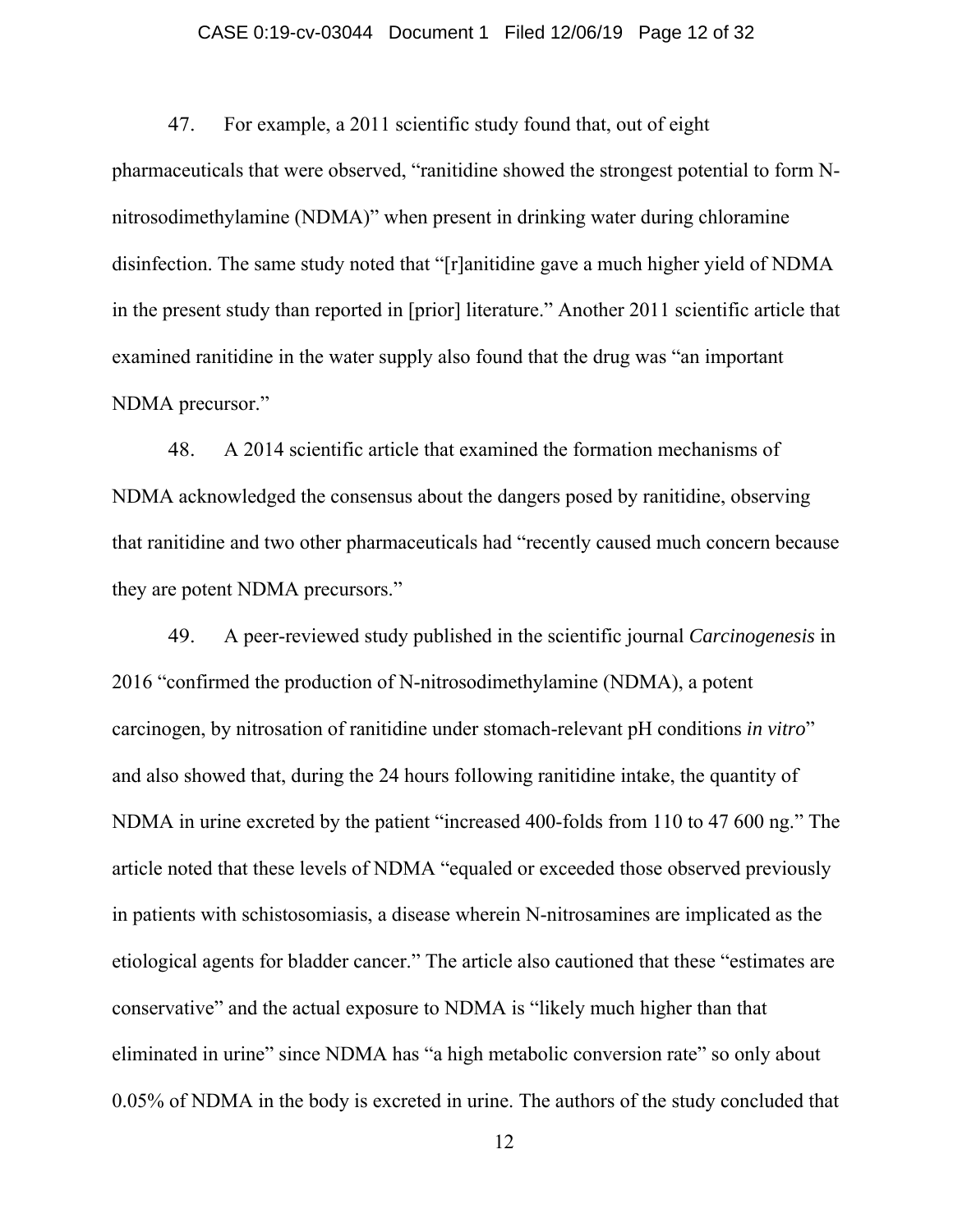47. For example, a 2011 scientific study found that, out of eight pharmaceuticals that were observed, "ranitidine showed the strongest potential to form N-nitrosodimethylamine (NDMA)" when present in drinking water during chloramine disinfection. The same study noted that "[r]anitidine gave a much higher yield of NDMA in the present study than reported in [prior] literature." Another 2011 scientific article that examined ranitidine in the water supply also found that the drug was "an important NDMA precursor."

48. A 2014 scientific article that examined the formation mechanisms of NDMA acknowledged the consensus about the dangers posed by ranitidine, observing that ranitidine and two other pharmaceuticals had "recently caused much concern because they are potent NDMA precursors."

49. A peer-reviewed study published in the scientific journal *Carcinogenesis* in 2016 "confirmed the production of N-nitrosodimethylamine (NDMA), a potent carcinogen, by nitrosation of ranitidine under stomach-relevant pH conditions *in vitro*" and also showed that, during the 24 hours following ranitidine intake, the quantity of NDMA in urine excreted by the patient "increased 400-folds from 110 to 47 600 ng." The article noted that these levels of NDMA "equaled or exceeded those observed previously in patients with schistosomiasis, a disease wherein N-nitrosamines are implicated as the etiological agents for bladder cancer." The article also cautioned that these "estimates are conservative" and the actual exposure to NDMA is "likely much higher than that eliminated in urine" since NDMA has "a high metabolic conversion rate" so only about 0.05% of NDMA in the body is excreted in urine. The authors of the study concluded that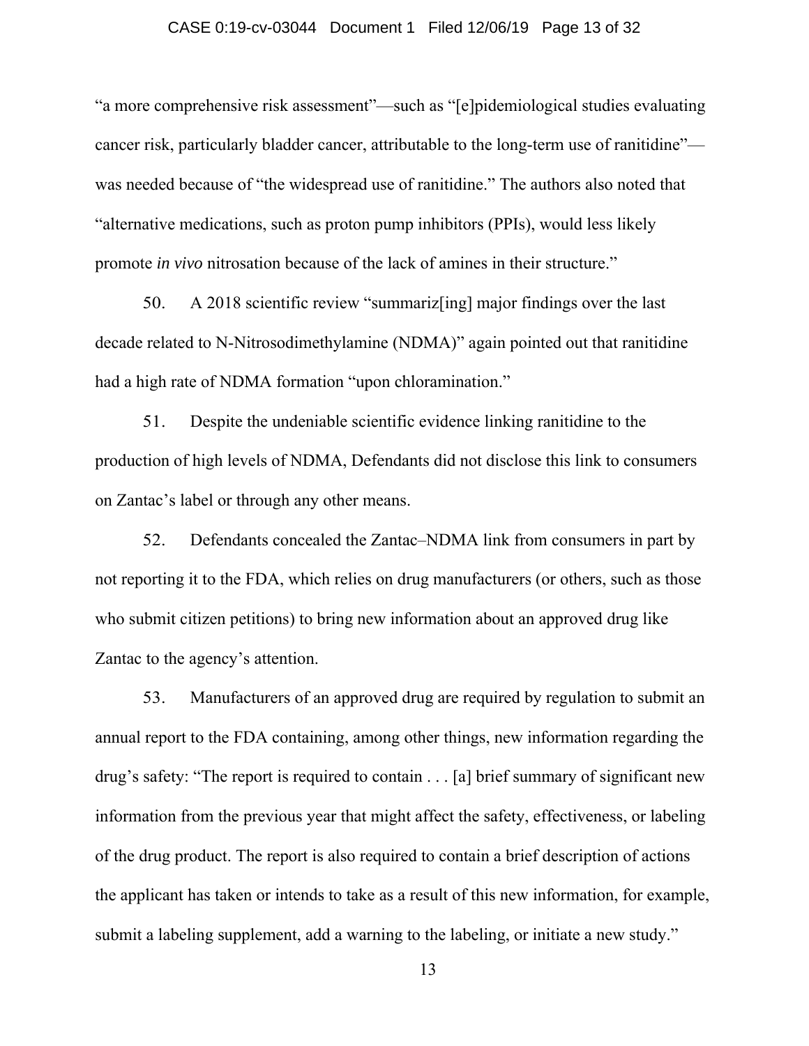"a more comprehensive risk assessment"—such as "[e]pidemiological studies evaluating cancer risk, particularly bladder cancer, attributable to the long-term use of ranitidine"—was needed because of "the widespread use of ranitidine." The authors also noted that "alternative medications, such as proton pump inhibitors (PPIs), would less likely promote *in vivo* nitrosation because of the lack of amines in their structure."

50. A 2018 scientific review "summariz[ing] major findings over the last decade related to N-Nitrosodimethylamine (NDMA)" again pointed out that ranitidine had a high rate of NDMA formation "upon chloramination."

51. Despite the undeniable scientific evidence linking ranitidine to the production of high levels of NDMA, Defendants did not disclose this link to consumers on Zantac's label or through any other means.

52. Defendants concealed the Zantac–NDMA link from consumers in part by not reporting it to the FDA, which relies on drug manufacturers (or others, such as those who submit citizen petitions) to bring new information about an approved drug like Zantac to the agency's attention.

53. Manufacturers of an approved drug are required by regulation to submit an annual report to the FDA containing, among other things, new information regarding the drug's safety: "The report is required to contain . . . [a] brief summary of significant new information from the previous year that might affect the safety, effectiveness, or labeling of the drug product. The report is also required to contain a brief description of actions the applicant has taken or intends to take as a result of this new information, for example, submit a labeling supplement, add a warning to the labeling, or initiate a new study."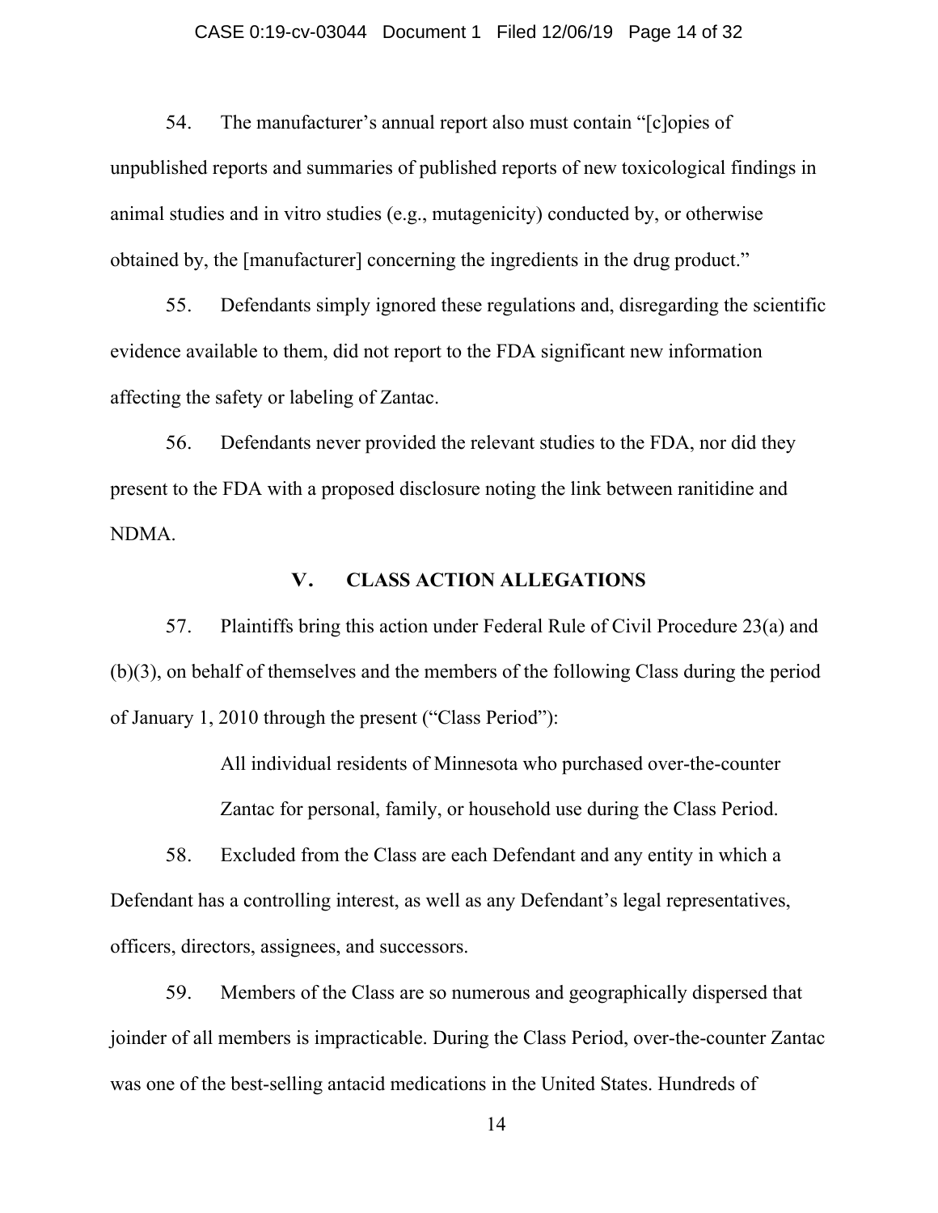54. The manufacturer's annual report also must contain "[c]opies of unpublished reports and summaries of published reports of new toxicological findings in animal studies and in vitro studies (e.g., mutagenicity) conducted by, or otherwise obtained by, the [manufacturer] concerning the ingredients in the drug product."

55. Defendants simply ignored these regulations and, disregarding the scientific evidence available to them, did not report to the FDA significant new information affecting the safety or labeling of Zantac.

56. Defendants never provided the relevant studies to the FDA, nor did they present to the FDA with a proposed disclosure noting the link between ranitidine and NDMA.

## V. CLASS ACTION ALLEGATIONS

57. Plaintiffs bring this action under Federal Rule of Civil Procedure 23(a) and (b)(3), on behalf of themselves and the members of the following Class during the period of January 1, 2010 through the present ("Class Period"):

> All individual residents of Minnesota who purchased over-the-counter Zantac for personal, family, or household use during the Class Period.

58. Excluded from the Class are each Defendant and any entity in which a Defendant has a controlling interest, as well as any Defendant's legal representatives, officers, directors, assignees, and successors.

59. Members of the Class are so numerous and geographically dispersed that joinder of all members is impracticable. During the Class Period, over-the-counter Zantac was one of the best-selling antacid medications in the United States. Hundreds of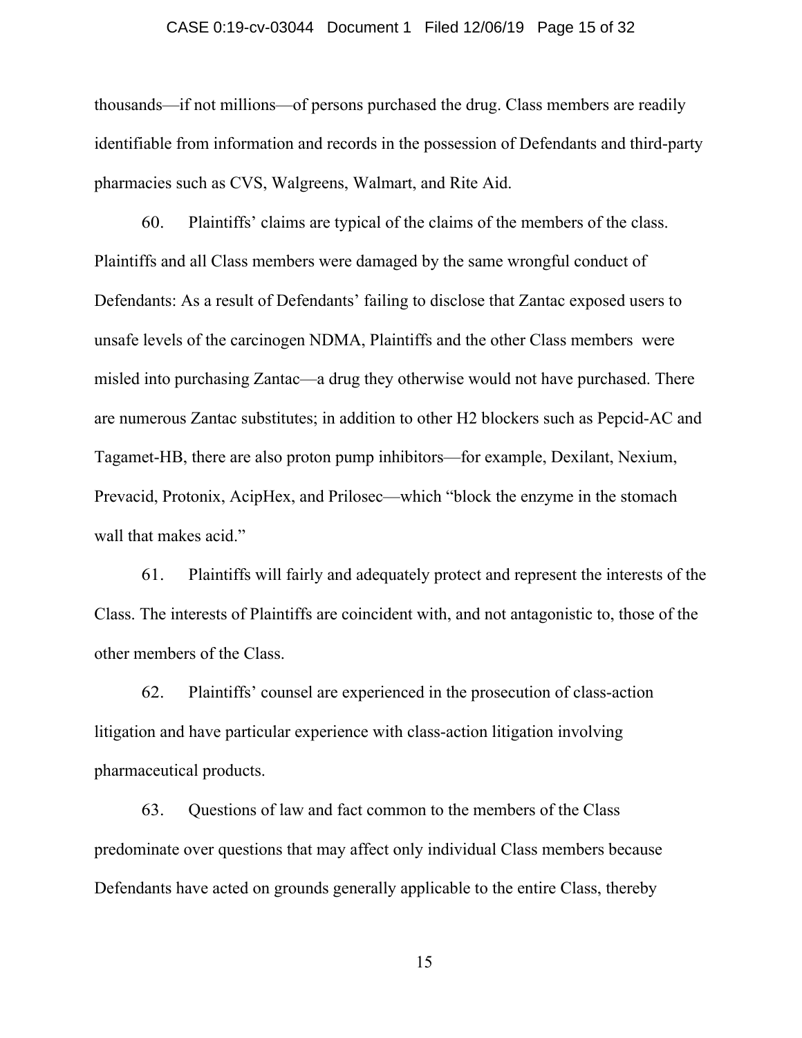thousands—if not millions—of persons purchased the drug. Class members are readily identifiable from information and records in the possession of Defendants and third-party pharmacies such as CVS, Walgreens, Walmart, and Rite Aid.

60. Plaintiffs' claims are typical of the claims of the members of the class. Plaintiffs and all Class members were damaged by the same wrongful conduct of Defendants: As a result of Defendants' failing to disclose that Zantac exposed users to unsafe levels of the carcinogen NDMA, Plaintiffs and the other Class members were misled into purchasing Zantac—a drug they otherwise would not have purchased. There are numerous Zantac substitutes; in addition to other H2 blockers such as Pepcid-AC and Tagamet-HB, there are also proton pump inhibitors—for example, Dexilant, Nexium, Prevacid, Protonix, AcipHex, and Prilosec—which "block the enzyme in the stomach wall that makes acid."

61. Plaintiffs will fairly and adequately protect and represent the interests of the Class. The interests of Plaintiffs are coincident with, and not antagonistic to, those of the other members of the Class.

62. Plaintiffs' counsel are experienced in the prosecution of class-action litigation and have particular experience with class-action litigation involving pharmaceutical products.

63. Questions of law and fact common to the members of the Class predominate over questions that may affect only individual Class members because Defendants have acted on grounds generally applicable to the entire Class, thereby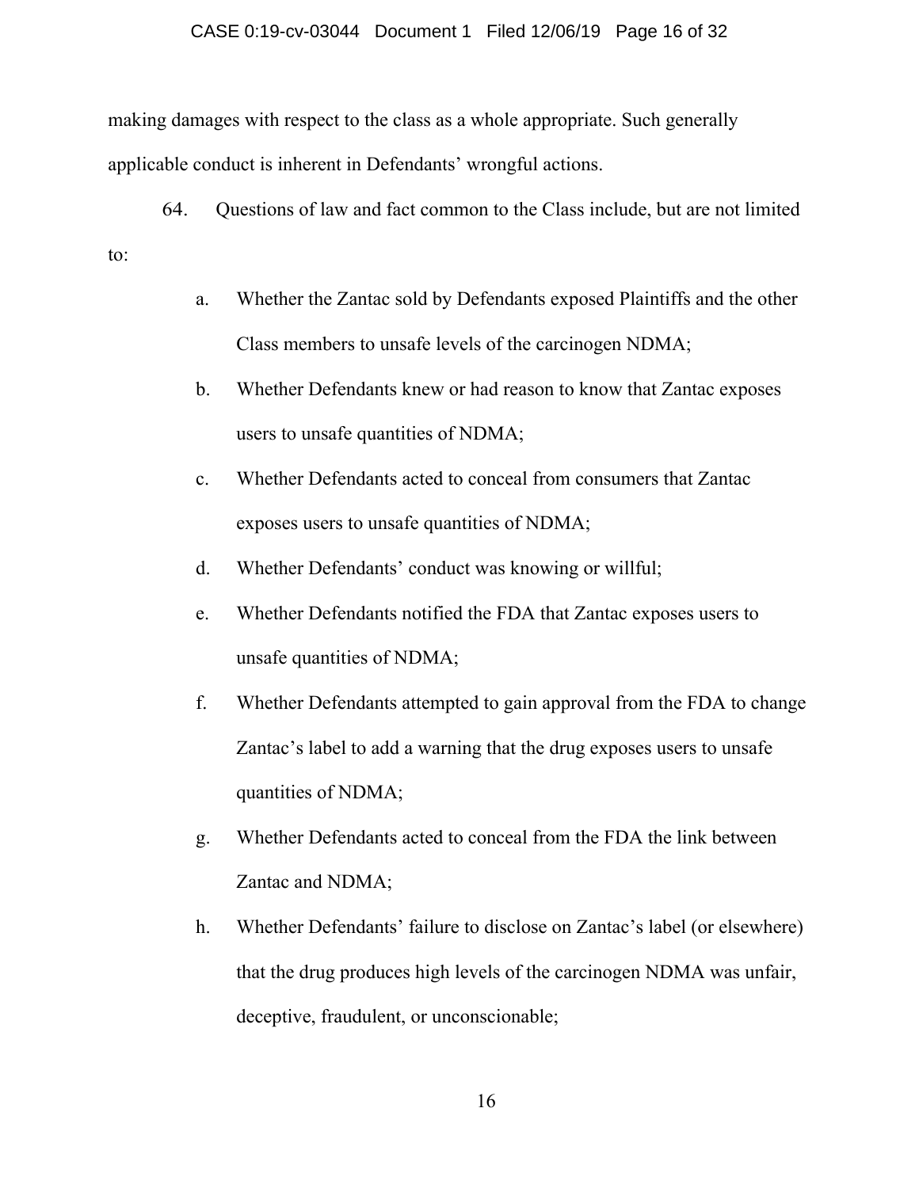making damages with respect to the class as a whole appropriate. Such generally applicable conduct is inherent in Defendants' wrongful actions.

64. Questions of law and fact common to the Class include, but are not limited to:

a. Whether the Zantac sold by Defendants exposed Plaintiffs and the other Class members to unsafe levels of the carcinogen NDMA;

b. Whether Defendants knew or had reason to know that Zantac exposes users to unsafe quantities of NDMA;

c. Whether Defendants acted to conceal from consumers that Zantac exposes users to unsafe quantities of NDMA;

d. Whether Defendants' conduct was knowing or willful;

e. Whether Defendants notified the FDA that Zantac exposes users to unsafe quantities of NDMA;

f. Whether Defendants attempted to gain approval from the FDA to change Zantac's label to add a warning that the drug exposes users to unsafe quantities of NDMA;

g. Whether Defendants acted to conceal from the FDA the link between Zantac and NDMA;

h. Whether Defendants' failure to disclose on Zantac's label (or elsewhere) that the drug produces high levels of the carcinogen NDMA was unfair, deceptive, fraudulent, or unconscionable;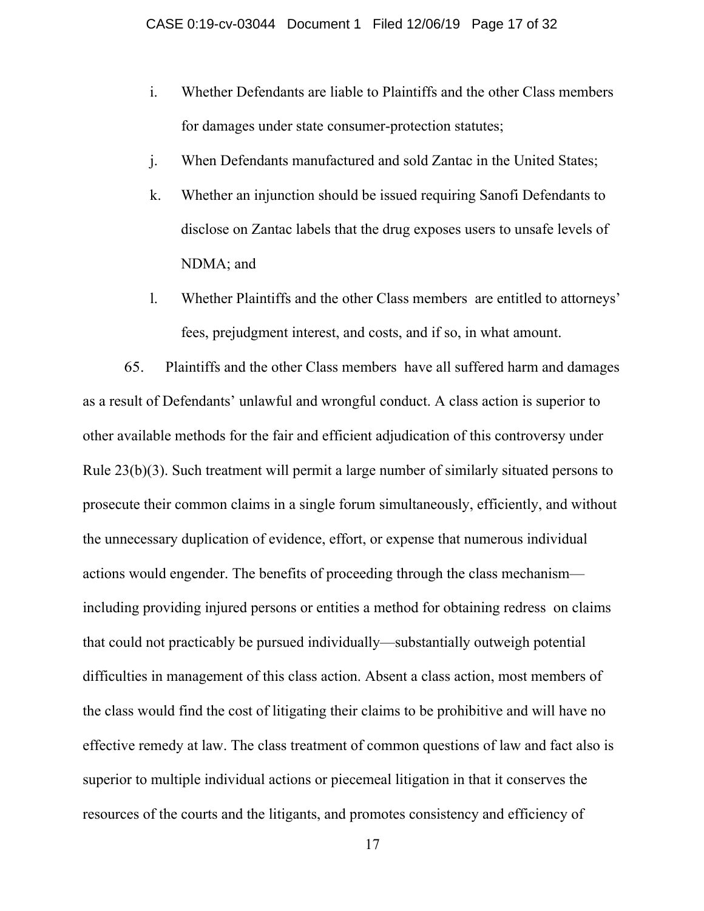i. Whether Defendants are liable to Plaintiffs and the other Class members for damages under state consumer-protection statutes;

j. When Defendants manufactured and sold Zantac in the United States;

k. Whether an injunction should be issued requiring Sanofi Defendants to disclose on Zantac labels that the drug exposes users to unsafe levels of NDMA; and

l. Whether Plaintiffs and the other Class members are entitled to attorneys' fees, prejudgment interest, and costs, and if so, in what amount.

65. Plaintiffs and the other Class members have all suffered harm and damages as a result of Defendants' unlawful and wrongful conduct. A class action is superior to other available methods for the fair and efficient adjudication of this controversy under Rule 23(b)(3). Such treatment will permit a large number of similarly situated persons to prosecute their common claims in a single forum simultaneously, efficiently, and without the unnecessary duplication of evidence, effort, or expense that numerous individual actions would engender. The benefits of proceeding through the class mechanism—including providing injured persons or entities a method for obtaining redress on claims that could not practicably be pursued individually—substantially outweigh potential difficulties in management of this class action. Absent a class action, most members of the class would find the cost of litigating their claims to be prohibitive and will have no effective remedy at law. The class treatment of common questions of law and fact also is superior to multiple individual actions or piecemeal litigation in that it conserves the resources of the courts and the litigants, and promotes consistency and efficiency of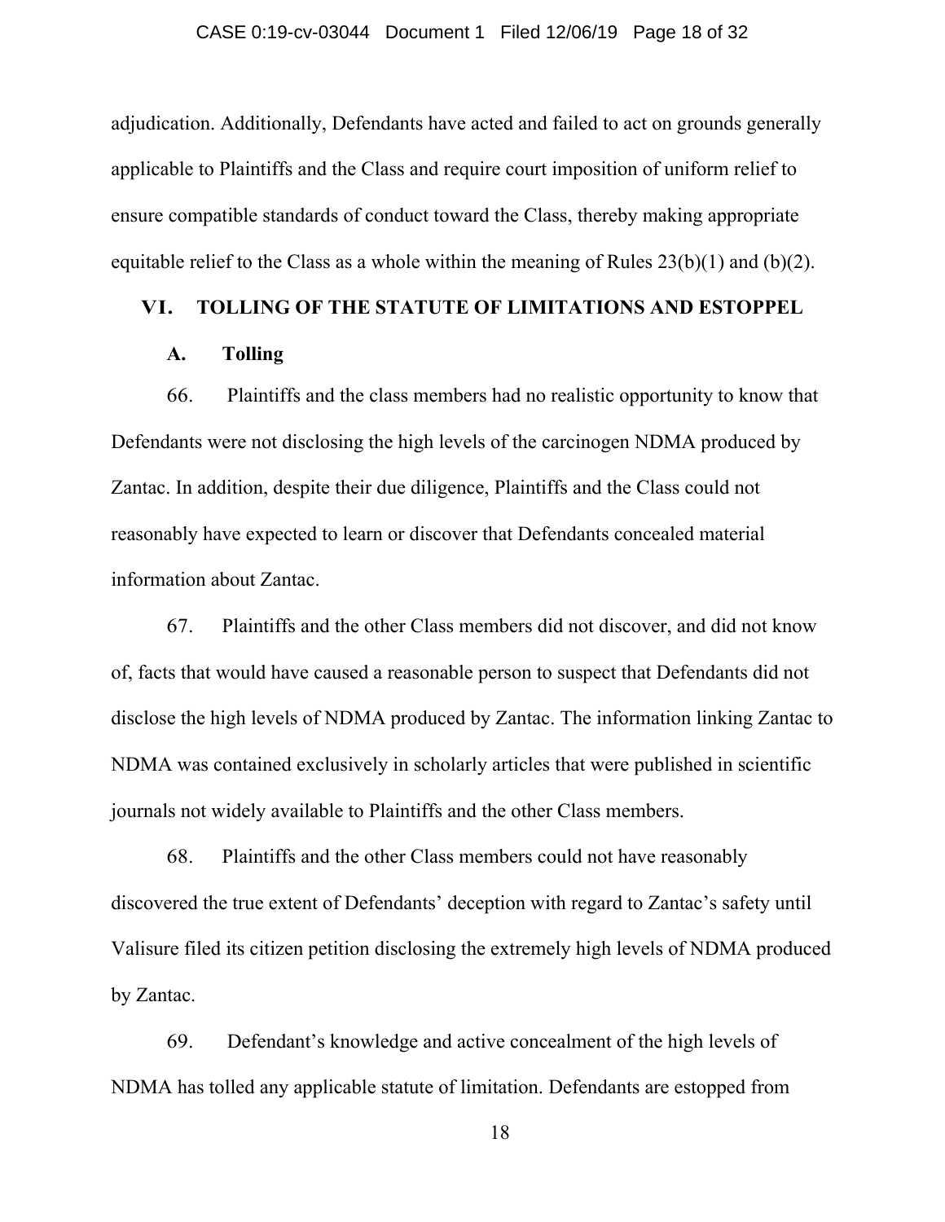adjudication. Additionally, Defendants have acted and failed to act on grounds generally applicable to Plaintiffs and the Class and require court imposition of uniform relief to ensure compatible standards of conduct toward the Class, thereby making appropriate equitable relief to the Class as a whole within the meaning of Rules 23(b)(1) and (b)(2).

## VI. TOLLING OF THE STATUTE OF LIMITATIONS AND ESTOPPEL

### A. Tolling

66. Plaintiffs and the class members had no realistic opportunity to know that Defendants were not disclosing the high levels of the carcinogen NDMA produced by Zantac. In addition, despite their due diligence, Plaintiffs and the Class could not reasonably have expected to learn or discover that Defendants concealed material information about Zantac.

67. Plaintiffs and the other Class members did not discover, and did not know of, facts that would have caused a reasonable person to suspect that Defendants did not disclose the high levels of NDMA produced by Zantac. The information linking Zantac to NDMA was contained exclusively in scholarly articles that were published in scientific journals not widely available to Plaintiffs and the other Class members.

68. Plaintiffs and the other Class members could not have reasonably discovered the true extent of Defendants' deception with regard to Zantac's safety until Valisure filed its citizen petition disclosing the extremely high levels of NDMA produced by Zantac.

69. Defendant's knowledge and active concealment of the high levels of NDMA has tolled any applicable statute of limitation. Defendants are estopped from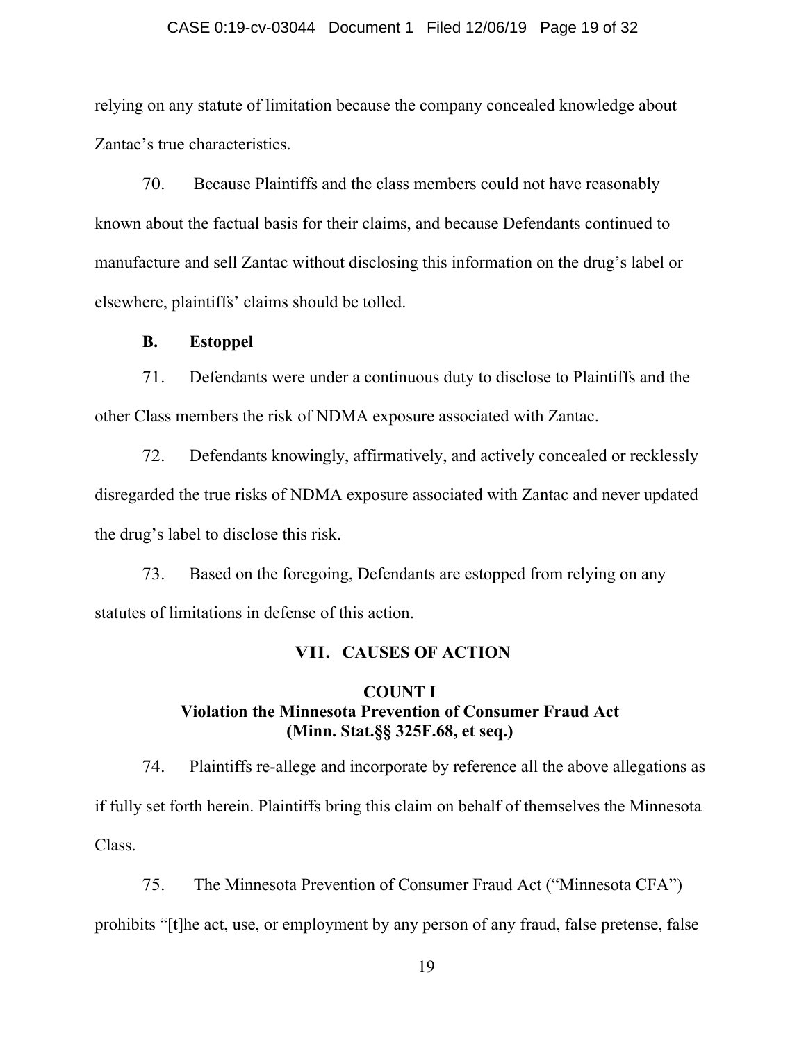relying on any statute of limitation because the company concealed knowledge about Zantac's true characteristics.

70. Because Plaintiffs and the class members could not have reasonably known about the factual basis for their claims, and because Defendants continued to manufacture and sell Zantac without disclosing this information on the drug's label or elsewhere, plaintiffs' claims should be tolled.

**B. Estoppel**

71. Defendants were under a continuous duty to disclose to Plaintiffs and the other Class members the risk of NDMA exposure associated with Zantac.

72. Defendants knowingly, affirmatively, and actively concealed or recklessly disregarded the true risks of NDMA exposure associated with Zantac and never updated the drug's label to disclose this risk.

73. Based on the foregoing, Defendants are estopped from relying on any statutes of limitations in defense of this action.

## VII. CAUSES OF ACTION

### COUNT I
### Violation the Minnesota Prevention of Consumer Fraud Act
### (Minn. Stat.§§ 325F.68, et seq.)

74. Plaintiffs re-allege and incorporate by reference all the above allegations as if fully set forth herein. Plaintiffs bring this claim on behalf of themselves the Minnesota Class.

75. The Minnesota Prevention of Consumer Fraud Act ("Minnesota CFA") prohibits "[t]he act, use, or employment by any person of any fraud, false pretense, false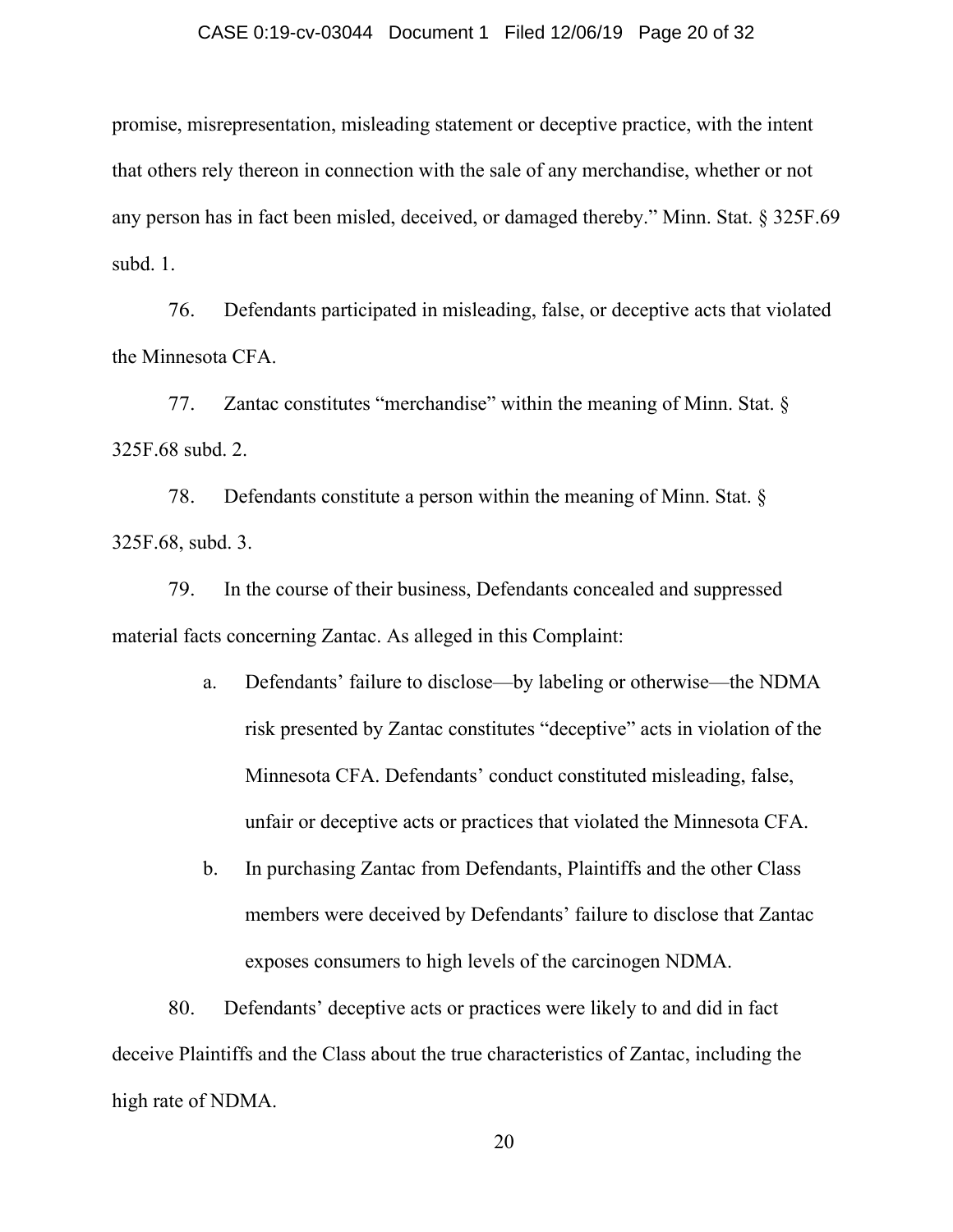promise, misrepresentation, misleading statement or deceptive practice, with the intent that others rely thereon in connection with the sale of any merchandise, whether or not any person has in fact been misled, deceived, or damaged thereby." Minn. Stat. § 325F.69 subd. 1.

76. Defendants participated in misleading, false, or deceptive acts that violated the Minnesota CFA.

77. Zantac constitutes "merchandise" within the meaning of Minn. Stat. § 325F.68 subd. 2.

78. Defendants constitute a person within the meaning of Minn. Stat. § 325F.68, subd. 3.

79. In the course of their business, Defendants concealed and suppressed material facts concerning Zantac. As alleged in this Complaint:

a. Defendants' failure to disclose—by labeling or otherwise—the NDMA risk presented by Zantac constitutes "deceptive" acts in violation of the Minnesota CFA. Defendants' conduct constituted misleading, false, unfair or deceptive acts or practices that violated the Minnesota CFA.

b. In purchasing Zantac from Defendants, Plaintiffs and the other Class members were deceived by Defendants' failure to disclose that Zantac exposes consumers to high levels of the carcinogen NDMA.

80. Defendants' deceptive acts or practices were likely to and did in fact deceive Plaintiffs and the Class about the true characteristics of Zantac, including the high rate of NDMA.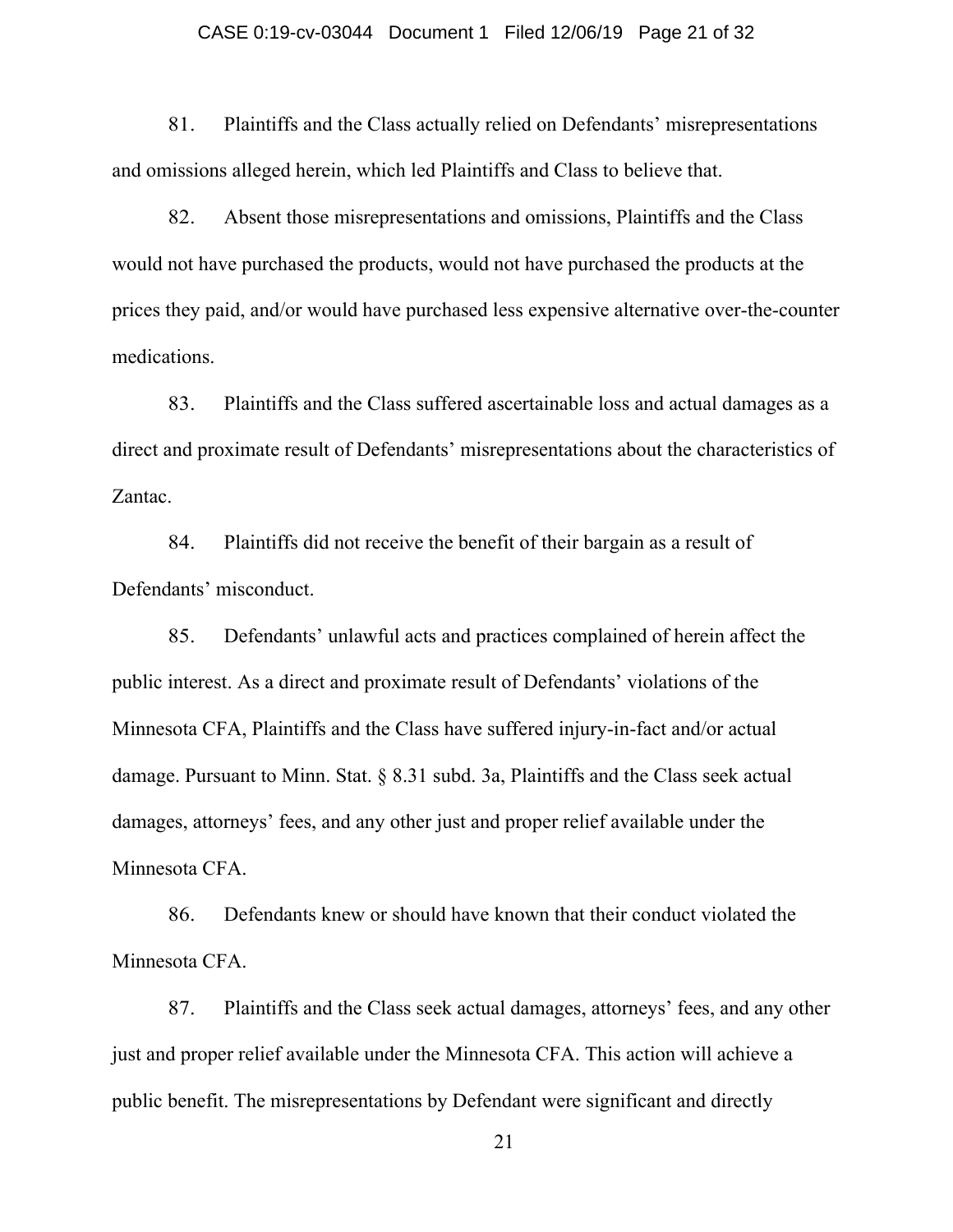81. Plaintiffs and the Class actually relied on Defendants' misrepresentations and omissions alleged herein, which led Plaintiffs and Class to believe that.

82. Absent those misrepresentations and omissions, Plaintiffs and the Class would not have purchased the products, would not have purchased the products at the prices they paid, and/or would have purchased less expensive alternative over-the-counter medications.

83. Plaintiffs and the Class suffered ascertainable loss and actual damages as a direct and proximate result of Defendants' misrepresentations about the characteristics of Zantac.

84. Plaintiffs did not receive the benefit of their bargain as a result of Defendants' misconduct.

85. Defendants' unlawful acts and practices complained of herein affect the public interest. As a direct and proximate result of Defendants' violations of the Minnesota CFA, Plaintiffs and the Class have suffered injury-in-fact and/or actual damage. Pursuant to Minn. Stat. § 8.31 subd. 3a, Plaintiffs and the Class seek actual damages, attorneys' fees, and any other just and proper relief available under the Minnesota CFA.

86. Defendants knew or should have known that their conduct violated the Minnesota CFA.

87. Plaintiffs and the Class seek actual damages, attorneys' fees, and any other just and proper relief available under the Minnesota CFA. This action will achieve a public benefit. The misrepresentations by Defendant were significant and directly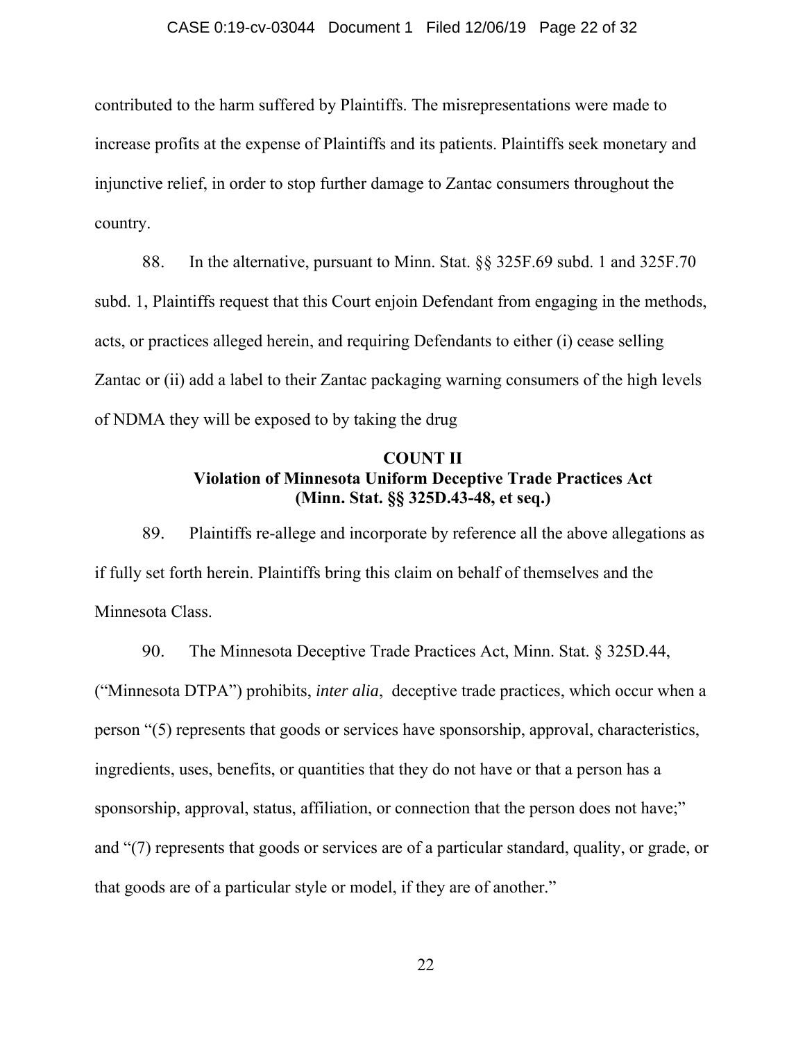contributed to the harm suffered by Plaintiffs. The misrepresentations were made to increase profits at the expense of Plaintiffs and its patients. Plaintiffs seek monetary and injunctive relief, in order to stop further damage to Zantac consumers throughout the country.

88. In the alternative, pursuant to Minn. Stat. §§ 325F.69 subd. 1 and 325F.70 subd. 1, Plaintiffs request that this Court enjoin Defendant from engaging in the methods, acts, or practices alleged herein, and requiring Defendants to either (i) cease selling Zantac or (ii) add a label to their Zantac packaging warning consumers of the high levels of NDMA they will be exposed to by taking the drug

**COUNT II**
**Violation of Minnesota Uniform Deceptive Trade Practices Act**
**(Minn. Stat. §§ 325D.43-48, et seq.)**

89. Plaintiffs re-allege and incorporate by reference all the above allegations as if fully set forth herein. Plaintiffs bring this claim on behalf of themselves and the Minnesota Class.

90. The Minnesota Deceptive Trade Practices Act, Minn. Stat. § 325D.44, ("Minnesota DTPA") prohibits, *inter alia*, deceptive trade practices, which occur when a person "(5) represents that goods or services have sponsorship, approval, characteristics, ingredients, uses, benefits, or quantities that they do not have or that a person has a sponsorship, approval, status, affiliation, or connection that the person does not have;" and "(7) represents that goods or services are of a particular standard, quality, or grade, or that goods are of a particular style or model, if they are of another."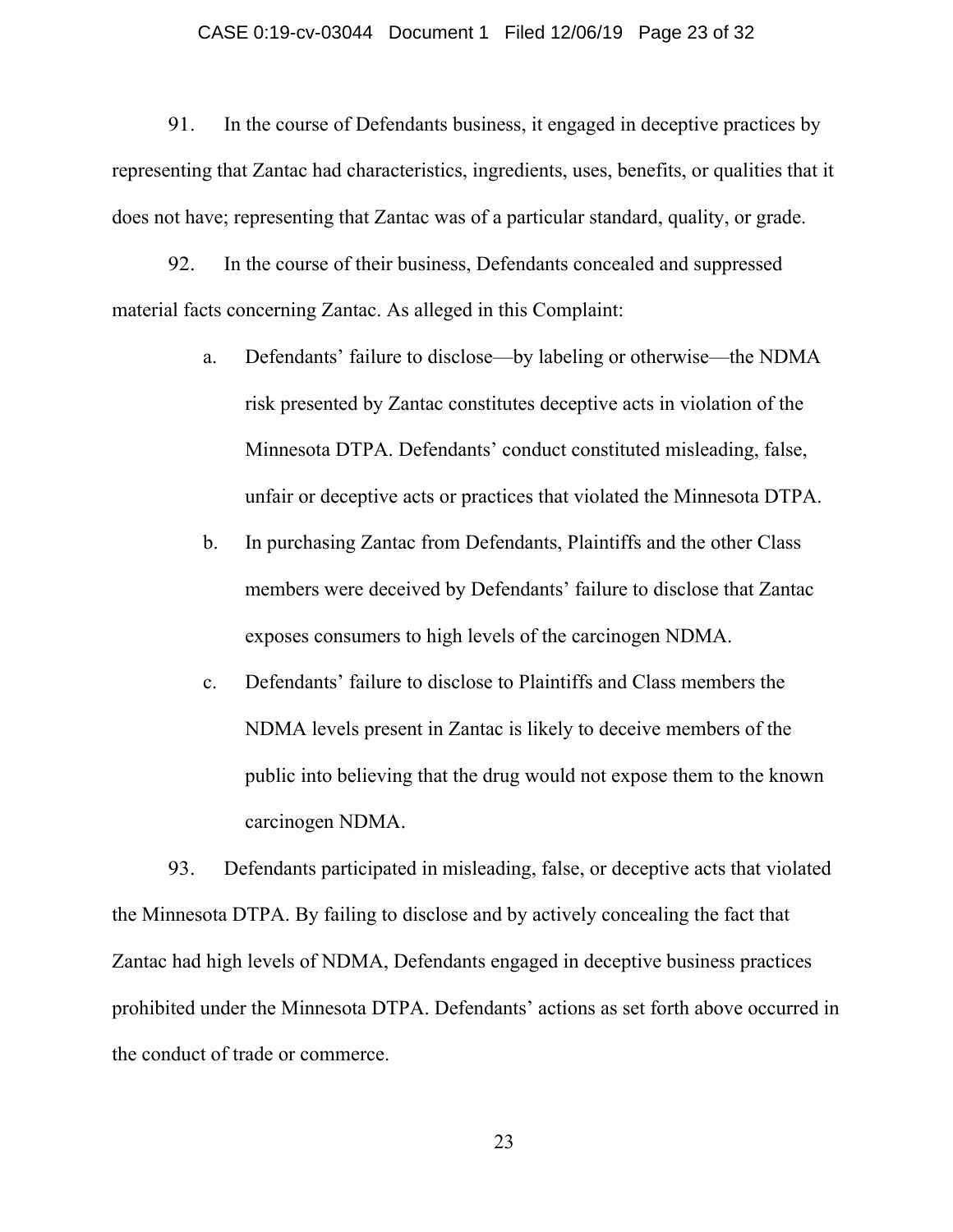91. In the course of Defendants business, it engaged in deceptive practices by representing that Zantac had characteristics, ingredients, uses, benefits, or qualities that it does not have; representing that Zantac was of a particular standard, quality, or grade.

92. In the course of their business, Defendants concealed and suppressed material facts concerning Zantac. As alleged in this Complaint:

a. Defendants' failure to disclose—by labeling or otherwise—the NDMA risk presented by Zantac constitutes deceptive acts in violation of the Minnesota DTPA. Defendants' conduct constituted misleading, false, unfair or deceptive acts or practices that violated the Minnesota DTPA.

b. In purchasing Zantac from Defendants, Plaintiffs and the other Class members were deceived by Defendants' failure to disclose that Zantac exposes consumers to high levels of the carcinogen NDMA.

c. Defendants' failure to disclose to Plaintiffs and Class members the NDMA levels present in Zantac is likely to deceive members of the public into believing that the drug would not expose them to the known carcinogen NDMA.

93. Defendants participated in misleading, false, or deceptive acts that violated the Minnesota DTPA. By failing to disclose and by actively concealing the fact that Zantac had high levels of NDMA, Defendants engaged in deceptive business practices prohibited under the Minnesota DTPA. Defendants' actions as set forth above occurred in the conduct of trade or commerce.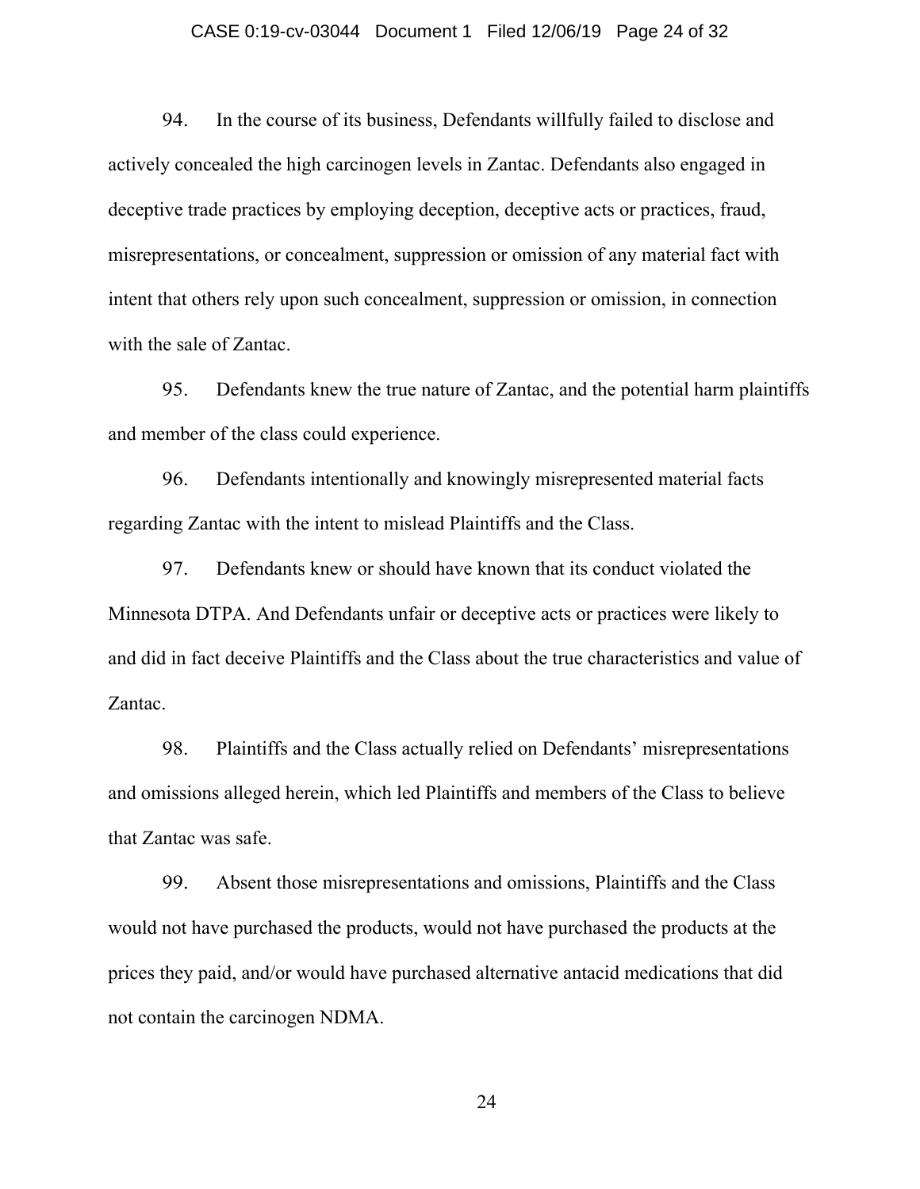94. In the course of its business, Defendants willfully failed to disclose and actively concealed the high carcinogen levels in Zantac. Defendants also engaged in deceptive trade practices by employing deception, deceptive acts or practices, fraud, misrepresentations, or concealment, suppression or omission of any material fact with intent that others rely upon such concealment, suppression or omission, in connection with the sale of Zantac.

95. Defendants knew the true nature of Zantac, and the potential harm plaintiffs and member of the class could experience.

96. Defendants intentionally and knowingly misrepresented material facts regarding Zantac with the intent to mislead Plaintiffs and the Class.

97. Defendants knew or should have known that its conduct violated the Minnesota DTPA. And Defendants unfair or deceptive acts or practices were likely to and did in fact deceive Plaintiffs and the Class about the true characteristics and value of Zantac.

98. Plaintiffs and the Class actually relied on Defendants' misrepresentations and omissions alleged herein, which led Plaintiffs and members of the Class to believe that Zantac was safe.

99. Absent those misrepresentations and omissions, Plaintiffs and the Class would not have purchased the products, would not have purchased the products at the prices they paid, and/or would have purchased alternative antacid medications that did not contain the carcinogen NDMA.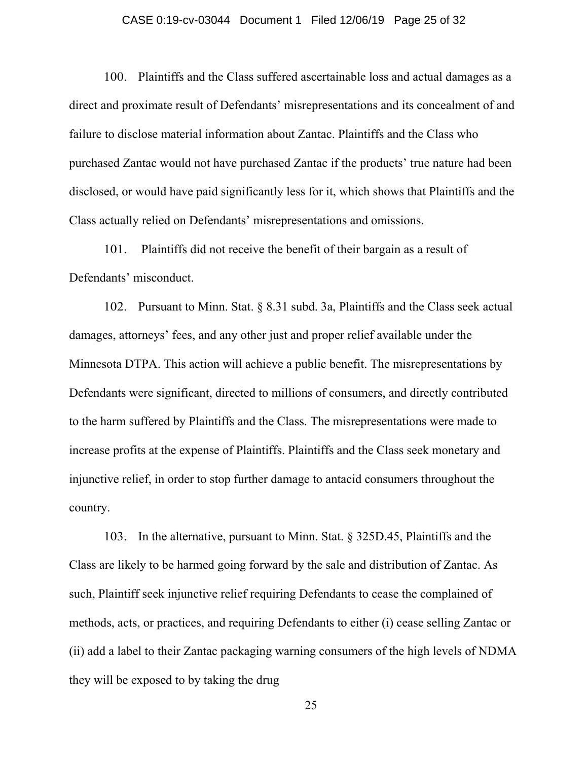100. Plaintiffs and the Class suffered ascertainable loss and actual damages as a direct and proximate result of Defendants' misrepresentations and its concealment of and failure to disclose material information about Zantac. Plaintiffs and the Class who purchased Zantac would not have purchased Zantac if the products' true nature had been disclosed, or would have paid significantly less for it, which shows that Plaintiffs and the Class actually relied on Defendants' misrepresentations and omissions.

101. Plaintiffs did not receive the benefit of their bargain as a result of Defendants' misconduct.

102. Pursuant to Minn. Stat. § 8.31 subd. 3a, Plaintiffs and the Class seek actual damages, attorneys' fees, and any other just and proper relief available under the Minnesota DTPA. This action will achieve a public benefit. The misrepresentations by Defendants were significant, directed to millions of consumers, and directly contributed to the harm suffered by Plaintiffs and the Class. The misrepresentations were made to increase profits at the expense of Plaintiffs. Plaintiffs and the Class seek monetary and injunctive relief, in order to stop further damage to antacid consumers throughout the country.

103. In the alternative, pursuant to Minn. Stat. § 325D.45, Plaintiffs and the Class are likely to be harmed going forward by the sale and distribution of Zantac. As such, Plaintiff seek injunctive relief requiring Defendants to cease the complained of methods, acts, or practices, and requiring Defendants to either (i) cease selling Zantac or (ii) add a label to their Zantac packaging warning consumers of the high levels of NDMA they will be exposed to by taking the drug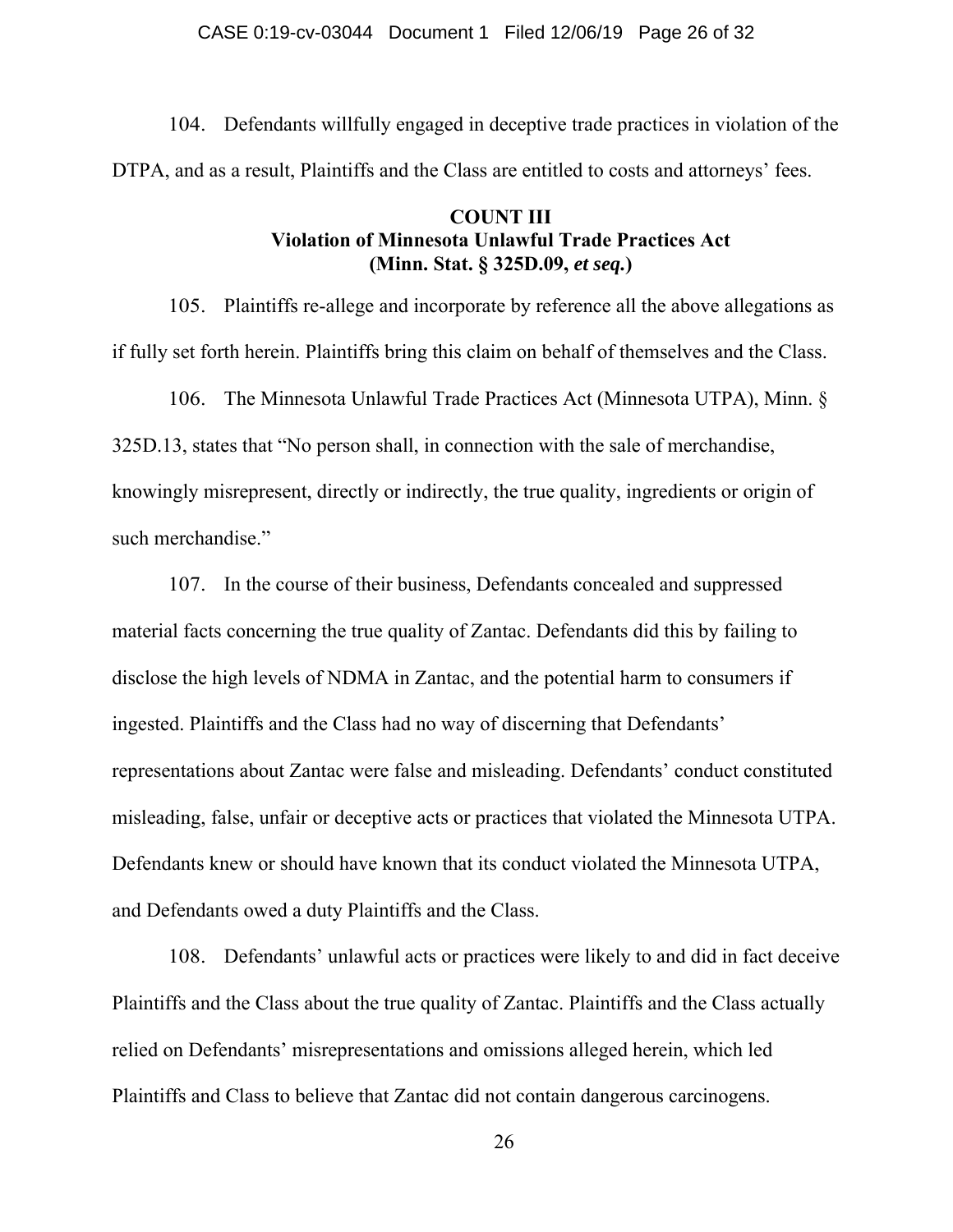104. Defendants willfully engaged in deceptive trade practices in violation of the DTPA, and as a result, Plaintiffs and the Class are entitled to costs and attorneys' fees.

**COUNT III**
**Violation of Minnesota Unlawful Trade Practices Act**
**(Minn. Stat. § 325D.09, *et seq.*)**

105. Plaintiffs re-allege and incorporate by reference all the above allegations as if fully set forth herein. Plaintiffs bring this claim on behalf of themselves and the Class.

106. The Minnesota Unlawful Trade Practices Act (Minnesota UTPA), Minn. § 325D.13, states that "No person shall, in connection with the sale of merchandise, knowingly misrepresent, directly or indirectly, the true quality, ingredients or origin of such merchandise."

107. In the course of their business, Defendants concealed and suppressed material facts concerning the true quality of Zantac. Defendants did this by failing to disclose the high levels of NDMA in Zantac, and the potential harm to consumers if ingested. Plaintiffs and the Class had no way of discerning that Defendants' representations about Zantac were false and misleading. Defendants' conduct constituted misleading, false, unfair or deceptive acts or practices that violated the Minnesota UTPA. Defendants knew or should have known that its conduct violated the Minnesota UTPA, and Defendants owed a duty Plaintiffs and the Class.

108. Defendants' unlawful acts or practices were likely to and did in fact deceive Plaintiffs and the Class about the true quality of Zantac. Plaintiffs and the Class actually relied on Defendants' misrepresentations and omissions alleged herein, which led Plaintiffs and Class to believe that Zantac did not contain dangerous carcinogens.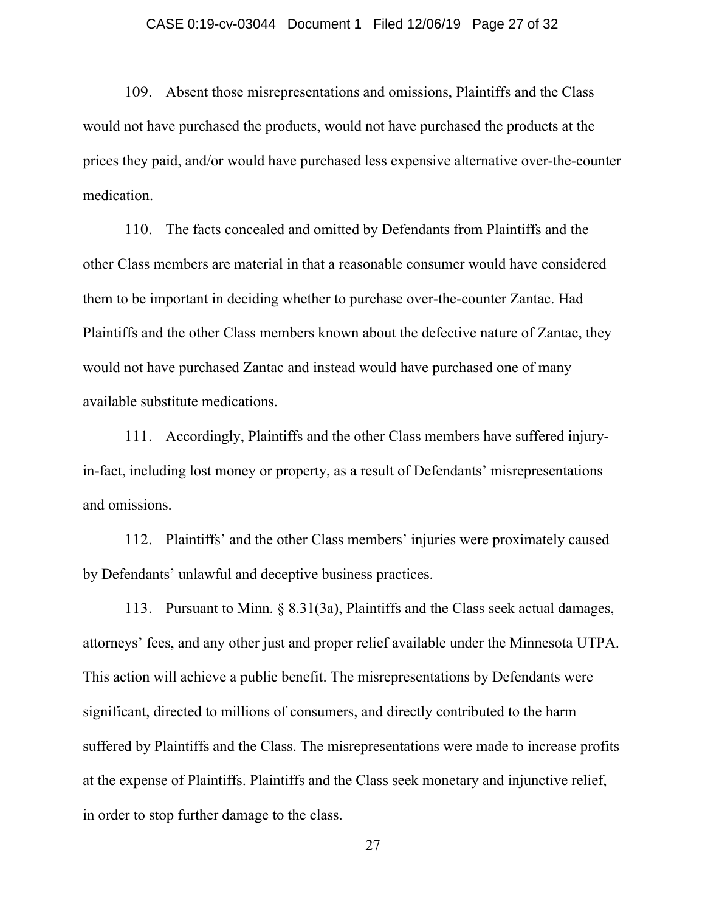109. Absent those misrepresentations and omissions, Plaintiffs and the Class would not have purchased the products, would not have purchased the products at the prices they paid, and/or would have purchased less expensive alternative over-the-counter medication.

110. The facts concealed and omitted by Defendants from Plaintiffs and the other Class members are material in that a reasonable consumer would have considered them to be important in deciding whether to purchase over-the-counter Zantac. Had Plaintiffs and the other Class members known about the defective nature of Zantac, they would not have purchased Zantac and instead would have purchased one of many available substitute medications.

111. Accordingly, Plaintiffs and the other Class members have suffered injury-in-fact, including lost money or property, as a result of Defendants' misrepresentations and omissions.

112. Plaintiffs' and the other Class members' injuries were proximately caused by Defendants' unlawful and deceptive business practices.

113. Pursuant to Minn. § 8.31(3a), Plaintiffs and the Class seek actual damages, attorneys' fees, and any other just and proper relief available under the Minnesota UTPA. This action will achieve a public benefit. The misrepresentations by Defendants were significant, directed to millions of consumers, and directly contributed to the harm suffered by Plaintiffs and the Class. The misrepresentations were made to increase profits at the expense of Plaintiffs. Plaintiffs and the Class seek monetary and injunctive relief, in order to stop further damage to the class.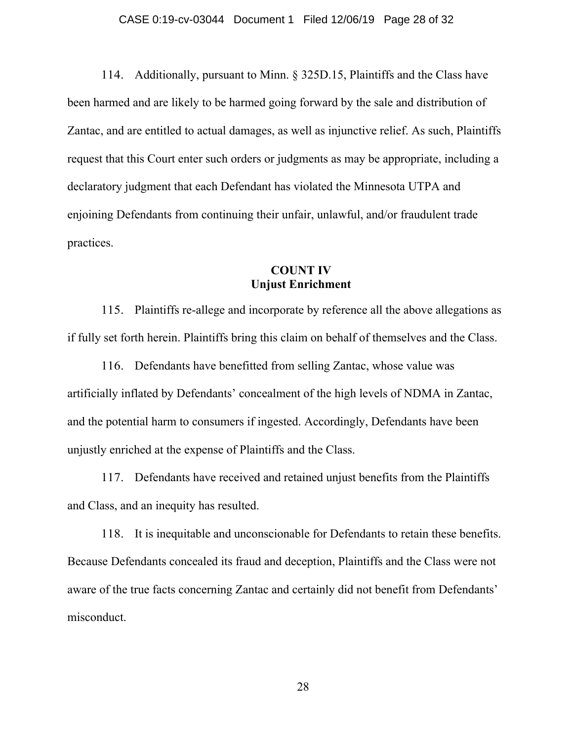114. Additionally, pursuant to Minn. § 325D.15, Plaintiffs and the Class have been harmed and are likely to be harmed going forward by the sale and distribution of Zantac, and are entitled to actual damages, as well as injunctive relief. As such, Plaintiffs request that this Court enter such orders or judgments as may be appropriate, including a declaratory judgment that each Defendant has violated the Minnesota UTPA and enjoining Defendants from continuing their unfair, unlawful, and/or fraudulent trade practices.

**COUNT IV**
**Unjust Enrichment**

115. Plaintiffs re-allege and incorporate by reference all the above allegations as if fully set forth herein. Plaintiffs bring this claim on behalf of themselves and the Class.

116. Defendants have benefitted from selling Zantac, whose value was artificially inflated by Defendants' concealment of the high levels of NDMA in Zantac, and the potential harm to consumers if ingested. Accordingly, Defendants have been unjustly enriched at the expense of Plaintiffs and the Class.

117. Defendants have received and retained unjust benefits from the Plaintiffs and Class, and an inequity has resulted.

118. It is inequitable and unconscionable for Defendants to retain these benefits. Because Defendants concealed its fraud and deception, Plaintiffs and the Class were not aware of the true facts concerning Zantac and certainly did not benefit from Defendants' misconduct.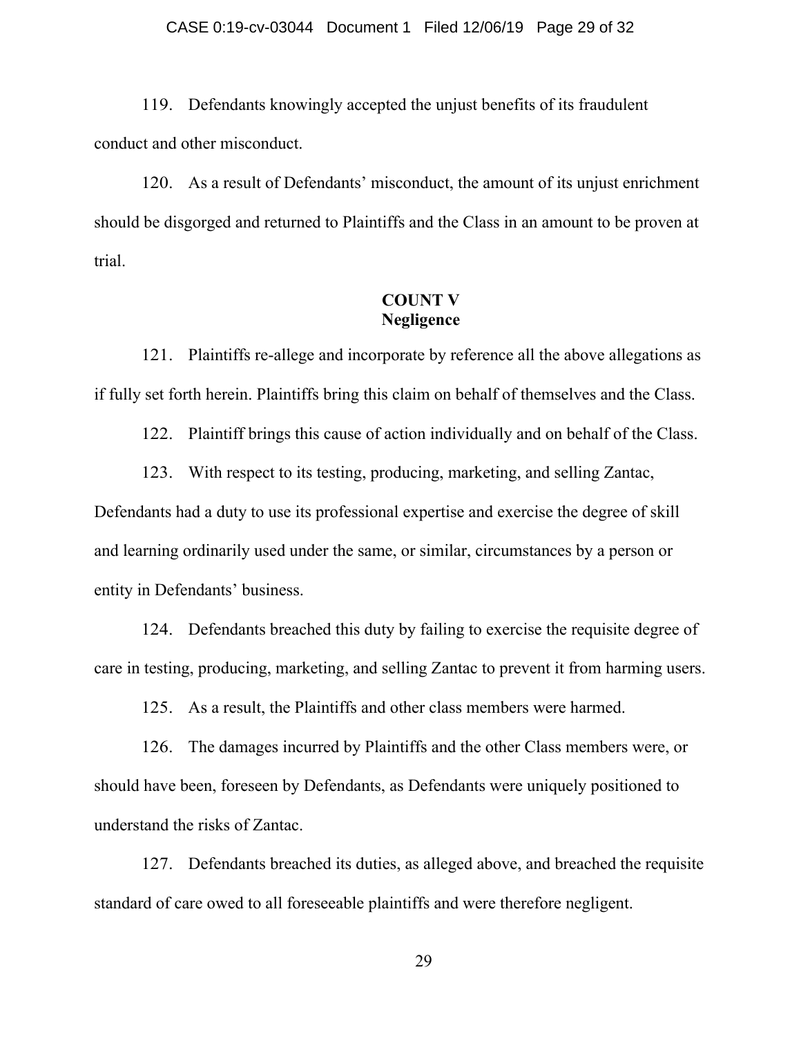119. Defendants knowingly accepted the unjust benefits of its fraudulent conduct and other misconduct.

120. As a result of Defendants' misconduct, the amount of its unjust enrichment should be disgorged and returned to Plaintiffs and the Class in an amount to be proven at trial.

**COUNT V**
**Negligence**

121. Plaintiffs re-allege and incorporate by reference all the above allegations as if fully set forth herein. Plaintiffs bring this claim on behalf of themselves and the Class.

122. Plaintiff brings this cause of action individually and on behalf of the Class.

123. With respect to its testing, producing, marketing, and selling Zantac, Defendants had a duty to use its professional expertise and exercise the degree of skill and learning ordinarily used under the same, or similar, circumstances by a person or entity in Defendants' business.

124. Defendants breached this duty by failing to exercise the requisite degree of care in testing, producing, marketing, and selling Zantac to prevent it from harming users.

125. As a result, the Plaintiffs and other class members were harmed.

126. The damages incurred by Plaintiffs and the other Class members were, or should have been, foreseen by Defendants, as Defendants were uniquely positioned to understand the risks of Zantac.

127. Defendants breached its duties, as alleged above, and breached the requisite standard of care owed to all foreseeable plaintiffs and were therefore negligent.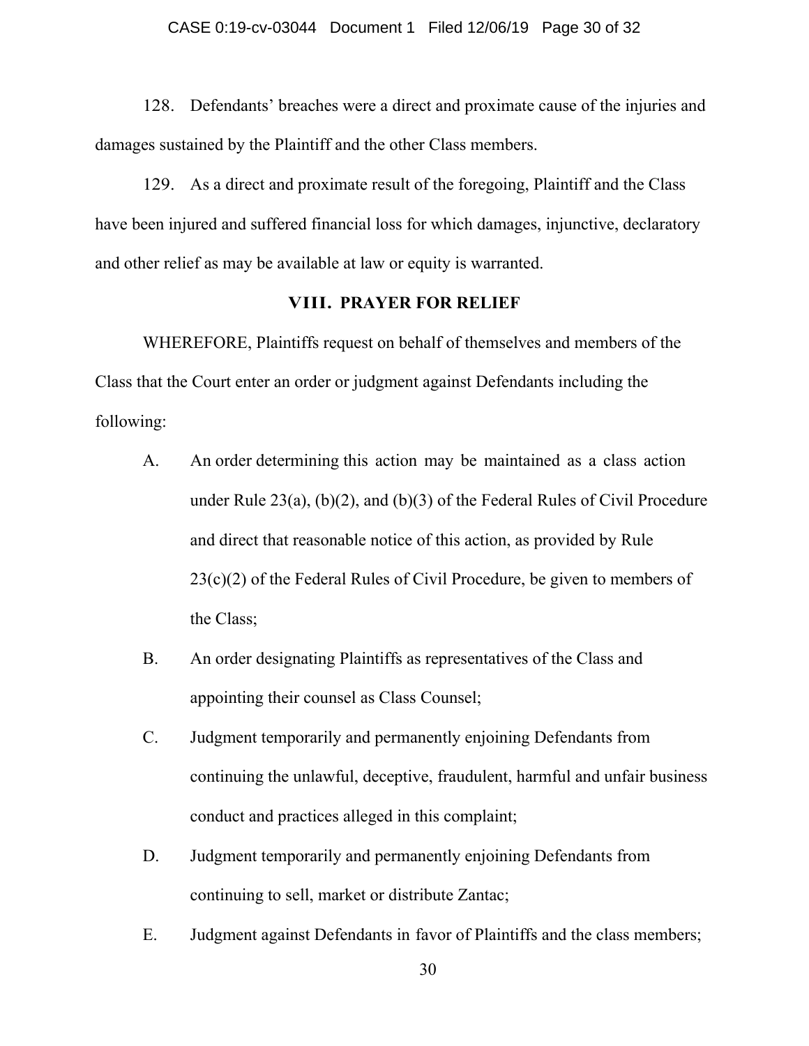128. Defendants' breaches were a direct and proximate cause of the injuries and damages sustained by the Plaintiff and the other Class members.

129. As a direct and proximate result of the foregoing, Plaintiff and the Class have been injured and suffered financial loss for which damages, injunctive, declaratory and other relief as may be available at law or equity is warranted.

## VIII. PRAYER FOR RELIEF

WHEREFORE, Plaintiffs request on behalf of themselves and members of the Class that the Court enter an order or judgment against Defendants including the following:

A. An order determining this action may be maintained as a class action under Rule 23(a), (b)(2), and (b)(3) of the Federal Rules of Civil Procedure and direct that reasonable notice of this action, as provided by Rule 23(c)(2) of the Federal Rules of Civil Procedure, be given to members of the Class;

B. An order designating Plaintiffs as representatives of the Class and appointing their counsel as Class Counsel;

C. Judgment temporarily and permanently enjoining Defendants from continuing the unlawful, deceptive, fraudulent, harmful and unfair business conduct and practices alleged in this complaint;

D. Judgment temporarily and permanently enjoining Defendants from continuing to sell, market or distribute Zantac;

E. Judgment against Defendants in favor of Plaintiffs and the class members;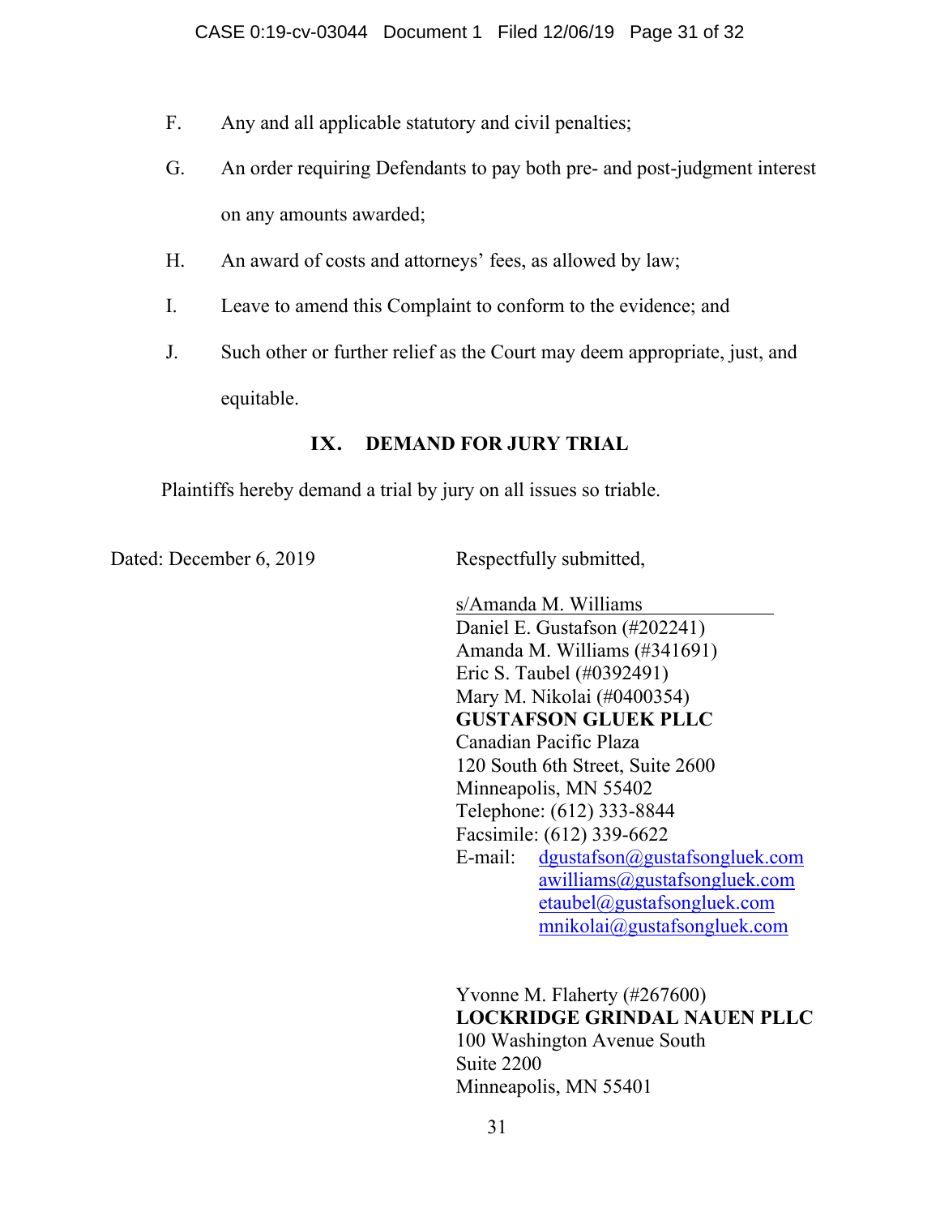F. Any and all applicable statutory and civil penalties;

G. An order requiring Defendants to pay both pre- and post-judgment interest on any amounts awarded;

H. An award of costs and attorneys' fees, as allowed by law;

I. Leave to amend this Complaint to conform to the evidence; and

J. Such other or further relief as the Court may deem appropriate, just, and equitable.

## IX. DEMAND FOR JURY TRIAL

Plaintiffs hereby demand a trial by jury on all issues so triable.

Dated: December 6, 2019

Respectfully submitted,

s/Amanda M. Williams
Daniel E. Gustafson (#202241)
Amanda M. Williams (#341691)
Eric S. Taubel (#0392491)
Mary M. Nikolai (#0400354)
**GUSTAFSON GLUEK PLLC**
Canadian Pacific Plaza
120 South 6th Street, Suite 2600
Minneapolis, MN 55402
Telephone: (612) 333-8844
Facsimile: (612) 339-6622
E-mail: dgustafson@gustafsongluek.com
awilliams@gustafsongluek.com
etaubel@gustafsongluek.com
mnikolai@gustafsongluek.com

Yvonne M. Flaherty (#267600)
**LOCKRIDGE GRINDAL NAUEN PLLC**
100 Washington Avenue South
Suite 2200
Minneapolis, MN 55401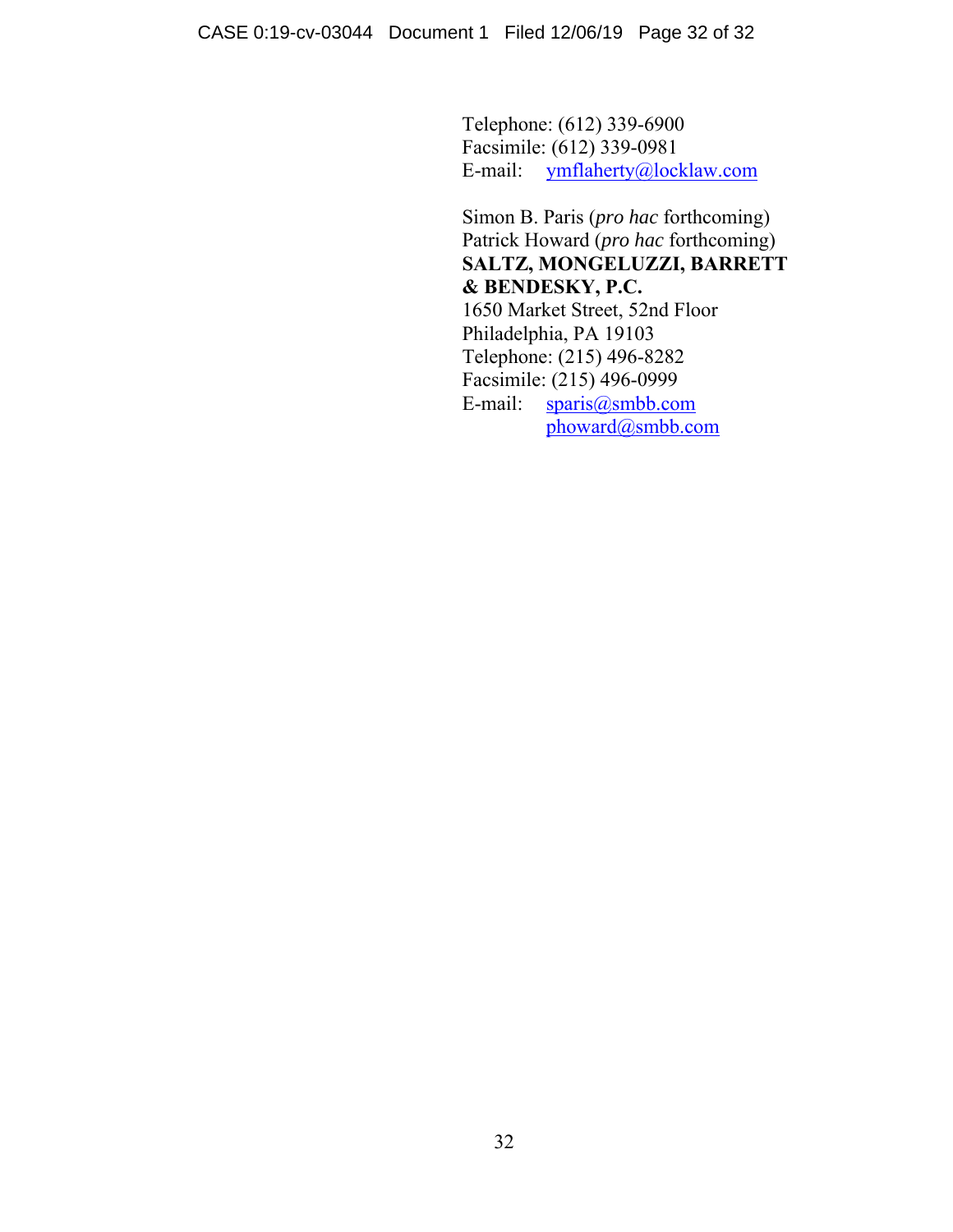Telephone: (612) 339-6900
Facsimile: (612) 339-0981
E-mail: ymflaherty@locklaw.com

Simon B. Paris (*pro hac* forthcoming)
Patrick Howard (*pro hac* forthcoming)
**SALTZ, MONGELUZZI, BARRETT & BENDESKY, P.C.**
1650 Market Street, 52nd Floor
Philadelphia, PA 19103
Telephone: (215) 496-8282
Facsimile: (215) 496-0999
E-mail: sparis@smbb.com
phoward@smbb.com